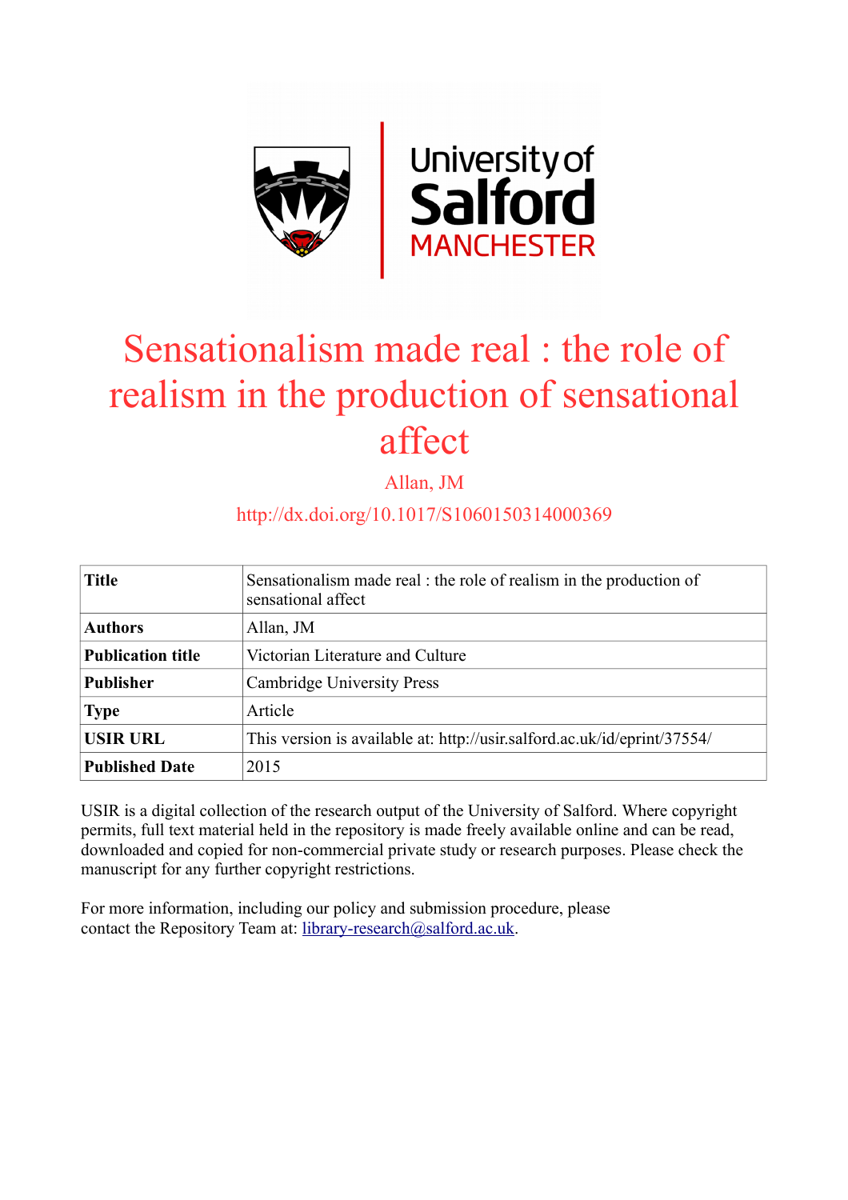# Sensationalism made real : the role of realism in the production of sensational affect

Allan, JM

http://dx.doi.org/10.1017/S1060150314000369

| | |
|---|---|
| **Title** | Sensationalism made real : the role of realism in the production of sensational affect |
| **Authors** | Allan, JM |
| **Publication title** | Victorian Literature and Culture |
| **Publisher** | Cambridge University Press |
| **Type** | Article |
| **USIR URL** | This version is available at: http://usir.salford.ac.uk/id/eprint/37554/ |
| **Published Date** | 2015 |

USIR is a digital collection of the research output of the University of Salford. Where copyright permits, full text material held in the repository is made freely available online and can be read, downloaded and copied for non-commercial private study or research purposes. Please check the manuscript for any further copyright restrictions.

For more information, including our policy and submission procedure, please contact the Repository Team at: library-research@salford.ac.uk.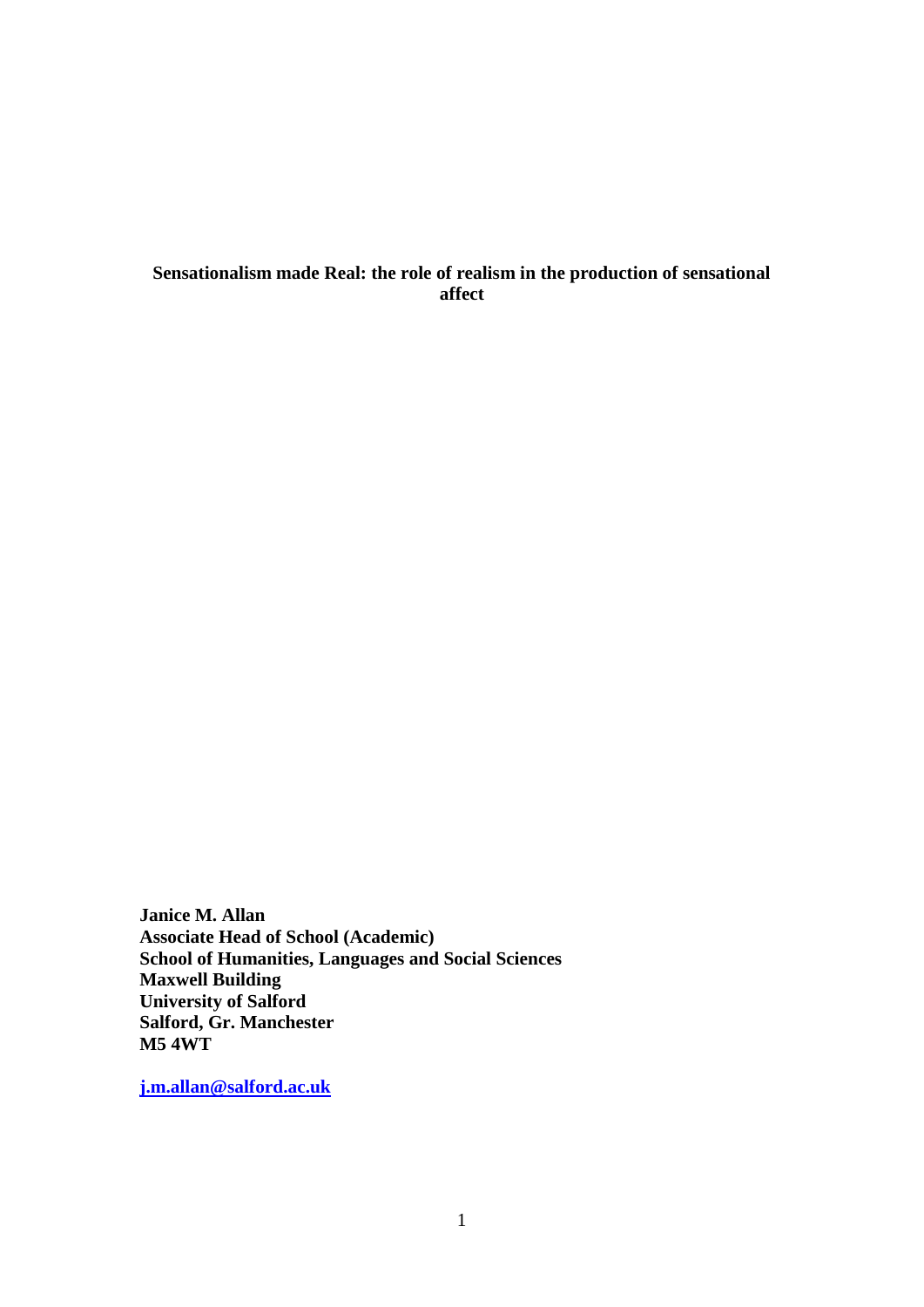**Sensationalism made Real: the role of realism in the production of sensational affect**

**Janice M. Allan**
**Associate Head of School (Academic)**
**School of Humanities, Languages and Social Sciences**
**Maxwell Building**
**University of Salford**
**Salford, Gr. Manchester**
**M5 4WT**

**j.m.allan@salford.ac.uk**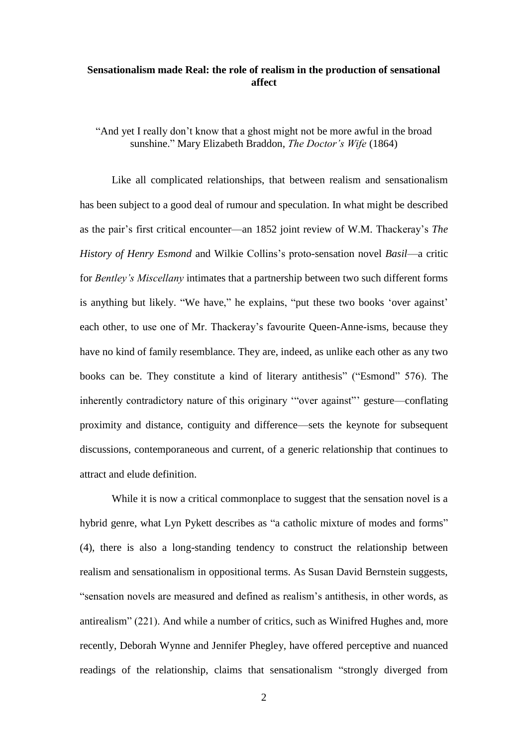**Sensationalism made Real: the role of realism in the production of sensational affect**

"And yet I really don't know that a ghost might not be more awful in the broad sunshine." Mary Elizabeth Braddon, *The Doctor's Wife* (1864)

Like all complicated relationships, that between realism and sensationalism has been subject to a good deal of rumour and speculation. In what might be described as the pair's first critical encounter—an 1852 joint review of W.M. Thackeray's *The History of Henry Esmond* and Wilkie Collins's proto-sensation novel *Basil*—a critic for *Bentley's Miscellany* intimates that a partnership between two such different forms is anything but likely. "We have," he explains, "put these two books 'over against' each other, to use one of Mr. Thackeray's favourite Queen-Anne-isms, because they have no kind of family resemblance. They are, indeed, as unlike each other as any two books can be. They constitute a kind of literary antithesis" ("Esmond" 576). The inherently contradictory nature of this originary '"over against"' gesture—conflating proximity and distance, contiguity and difference—sets the keynote for subsequent discussions, contemporaneous and current, of a generic relationship that continues to attract and elude definition.

While it is now a critical commonplace to suggest that the sensation novel is a hybrid genre, what Lyn Pykett describes as "a catholic mixture of modes and forms" (4), there is also a long-standing tendency to construct the relationship between realism and sensationalism in oppositional terms. As Susan David Bernstein suggests, "sensation novels are measured and defined as realism's antithesis, in other words, as antirealism" (221). And while a number of critics, such as Winifred Hughes and, more recently, Deborah Wynne and Jennifer Phegley, have offered perceptive and nuanced readings of the relationship, claims that sensationalism "strongly diverged from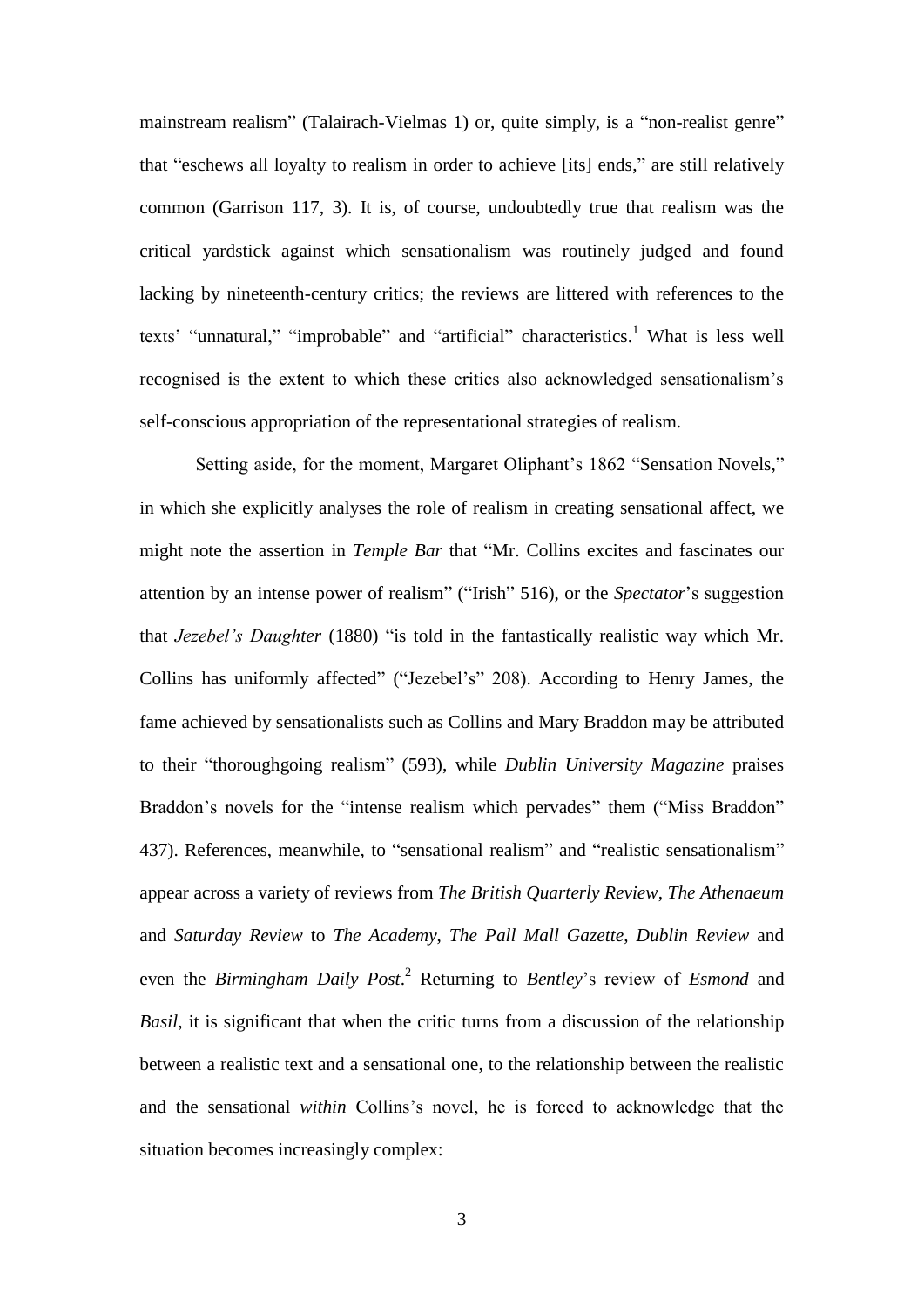mainstream realism" (Talairach-Vielmas 1) or, quite simply, is a "non-realist genre" that "eschews all loyalty to realism in order to achieve [its] ends," are still relatively common (Garrison 117, 3). It is, of course, undoubtedly true that realism was the critical yardstick against which sensationalism was routinely judged and found lacking by nineteenth-century critics; the reviews are littered with references to the texts' "unnatural," "improbable" and "artificial" characteristics.[1] What is less well recognised is the extent to which these critics also acknowledged sensationalism's self-conscious appropriation of the representational strategies of realism.

Setting aside, for the moment, Margaret Oliphant's 1862 "Sensation Novels," in which she explicitly analyses the role of realism in creating sensational affect, we might note the assertion in *Temple Bar* that "Mr. Collins excites and fascinates our attention by an intense power of realism" ("Irish" 516), or the *Spectator*'s suggestion that *Jezebel's Daughter* (1880) "is told in the fantastically realistic way which Mr. Collins has uniformly affected" ("Jezebel's" 208). According to Henry James, the fame achieved by sensationalists such as Collins and Mary Braddon may be attributed to their "thoroughgoing realism" (593), while *Dublin University Magazine* praises Braddon's novels for the "intense realism which pervades" them ("Miss Braddon" 437). References, meanwhile, to "sensational realism" and "realistic sensationalism" appear across a variety of reviews from *The British Quarterly Review*, *The Athenaeum* and *Saturday Review* to *The Academy*, *The Pall Mall Gazette*, *Dublin Review* and even the *Birmingham Daily Post*.[2] Returning to *Bentley*'s review of *Esmond* and *Basil*, it is significant that when the critic turns from a discussion of the relationship between a realistic text and a sensational one, to the relationship between the realistic and the sensational *within* Collins's novel, he is forced to acknowledge that the situation becomes increasingly complex: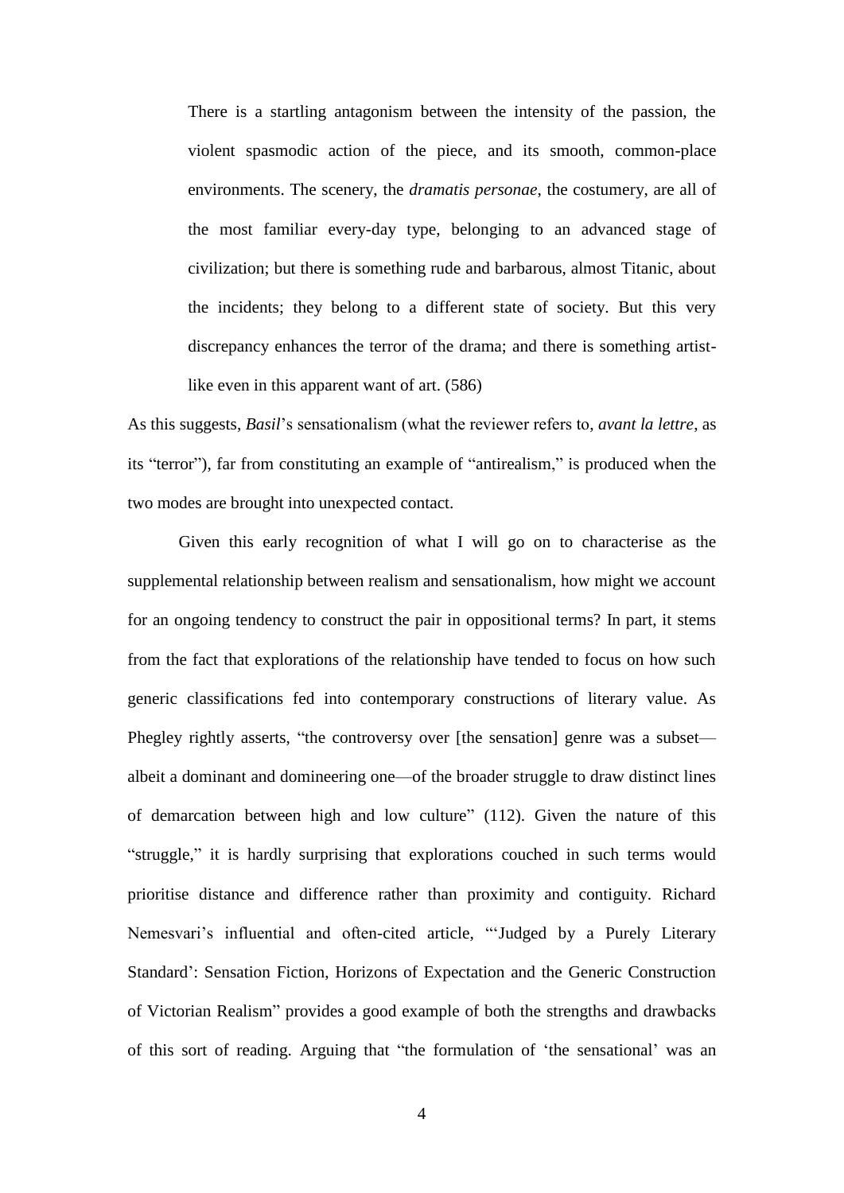> There is a startling antagonism between the intensity of the passion, the violent spasmodic action of the piece, and its smooth, common-place environments. The scenery, the *dramatis personae*, the costumery, are all of the most familiar every-day type, belonging to an advanced stage of civilization; but there is something rude and barbarous, almost Titanic, about the incidents; they belong to a different state of society. But this very discrepancy enhances the terror of the drama; and there is something artist-like even in this apparent want of art. (586)

As this suggests, *Basil*'s sensationalism (what the reviewer refers to, *avant la lettre*, as its "terror"), far from constituting an example of "antirealism," is produced when the two modes are brought into unexpected contact.

Given this early recognition of what I will go on to characterise as the supplemental relationship between realism and sensationalism, how might we account for an ongoing tendency to construct the pair in oppositional terms? In part, it stems from the fact that explorations of the relationship have tended to focus on how such generic classifications fed into contemporary constructions of literary value. As Phegley rightly asserts, "the controversy over [the sensation] genre was a subset—albeit a dominant and domineering one—of the broader struggle to draw distinct lines of demarcation between high and low culture" (112). Given the nature of this "struggle," it is hardly surprising that explorations couched in such terms would prioritise distance and difference rather than proximity and contiguity. Richard Nemesvari's influential and often-cited article, "'Judged by a Purely Literary Standard': Sensation Fiction, Horizons of Expectation and the Generic Construction of Victorian Realism" provides a good example of both the strengths and drawbacks of this sort of reading. Arguing that "the formulation of 'the sensational' was an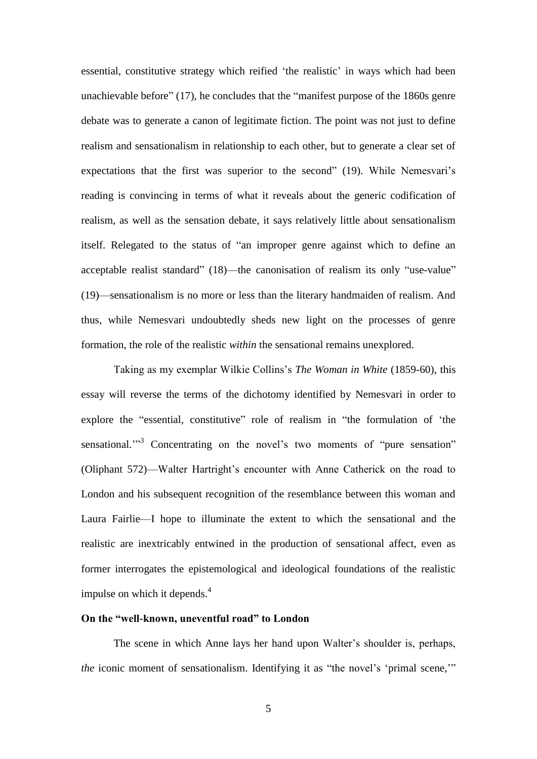essential, constitutive strategy which reified 'the realistic' in ways which had been unachievable before" (17), he concludes that the "manifest purpose of the 1860s genre debate was to generate a canon of legitimate fiction. The point was not just to define realism and sensationalism in relationship to each other, but to generate a clear set of expectations that the first was superior to the second" (19). While Nemesvari's reading is convincing in terms of what it reveals about the generic codification of realism, as well as the sensation debate, it says relatively little about sensationalism itself. Relegated to the status of "an improper genre against which to define an acceptable realist standard" (18)—the canonisation of realism its only "use-value" (19)—sensationalism is no more or less than the literary handmaiden of realism. And thus, while Nemesvari undoubtedly sheds new light on the processes of genre formation, the role of the realistic *within* the sensational remains unexplored.

Taking as my exemplar Wilkie Collins's *The Woman in White* (1859-60), this essay will reverse the terms of the dichotomy identified by Nemesvari in order to explore the "essential, constitutive" role of realism in "the formulation of 'the sensational.'"[3] Concentrating on the novel's two moments of "pure sensation" (Oliphant 572)—Walter Hartright's encounter with Anne Catherick on the road to London and his subsequent recognition of the resemblance between this woman and Laura Fairlie—I hope to illuminate the extent to which the sensational and the realistic are inextricably entwined in the production of sensational affect, even as former interrogates the epistemological and ideological foundations of the realistic impulse on which it depends.[4]

## On the "well-known, uneventful road" to London

The scene in which Anne lays her hand upon Walter's shoulder is, perhaps, *the* iconic moment of sensationalism. Identifying it as "the novel's 'primal scene,'"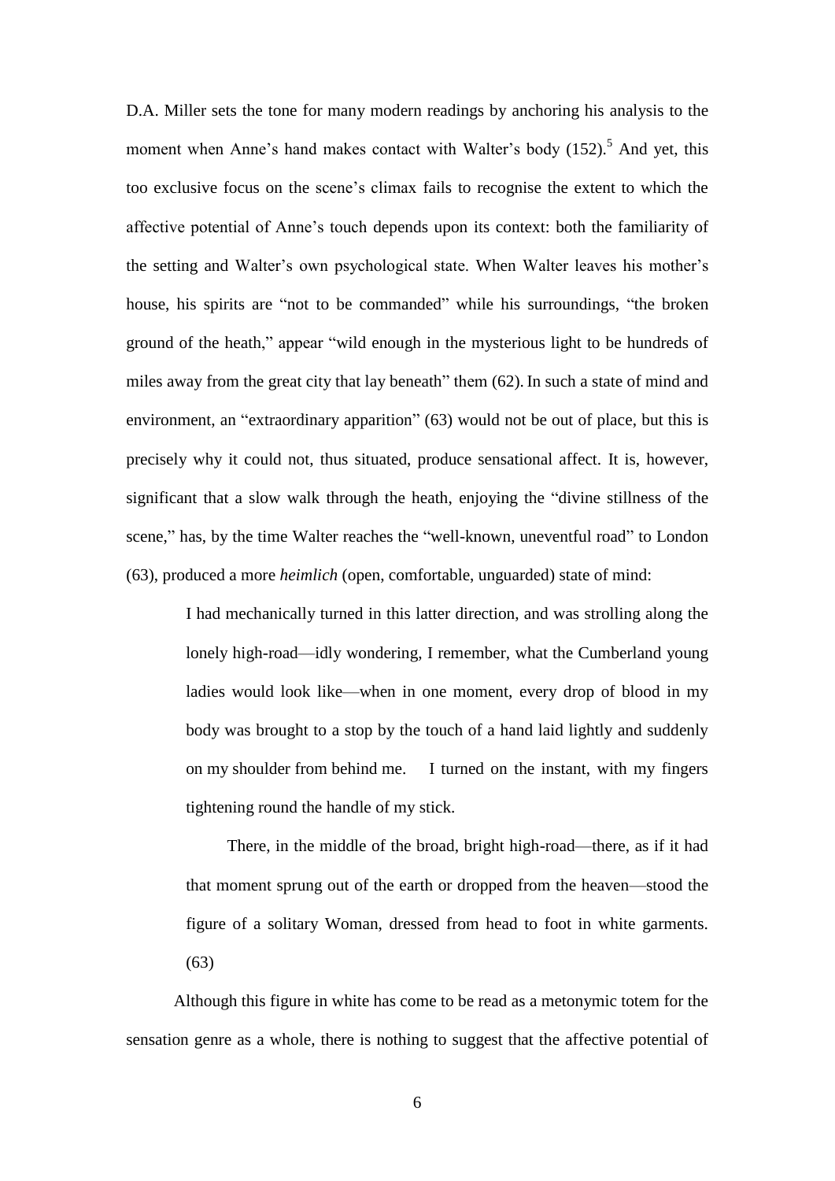D.A. Miller sets the tone for many modern readings by anchoring his analysis to the moment when Anne's hand makes contact with Walter's body (152).[5] And yet, this too exclusive focus on the scene's climax fails to recognise the extent to which the affective potential of Anne's touch depends upon its context: both the familiarity of the setting and Walter's own psychological state. When Walter leaves his mother's house, his spirits are "not to be commanded" while his surroundings, "the broken ground of the heath," appear "wild enough in the mysterious light to be hundreds of miles away from the great city that lay beneath" them (62). In such a state of mind and environment, an "extraordinary apparition" (63) would not be out of place, but this is precisely why it could not, thus situated, produce sensational affect. It is, however, significant that a slow walk through the heath, enjoying the "divine stillness of the scene," has, by the time Walter reaches the "well-known, uneventful road" to London (63), produced a more *heimlich* (open, comfortable, unguarded) state of mind:

> I had mechanically turned in this latter direction, and was strolling along the lonely high-road—idly wondering, I remember, what the Cumberland young ladies would look like—when in one moment, every drop of blood in my body was brought to a stop by the touch of a hand laid lightly and suddenly on my shoulder from behind me. I turned on the instant, with my fingers tightening round the handle of my stick.
>
> There, in the middle of the broad, bright high-road—there, as if it had that moment sprung out of the earth or dropped from the heaven—stood the figure of a solitary Woman, dressed from head to foot in white garments. (63)

Although this figure in white has come to be read as a metonymic totem for the sensation genre as a whole, there is nothing to suggest that the affective potential of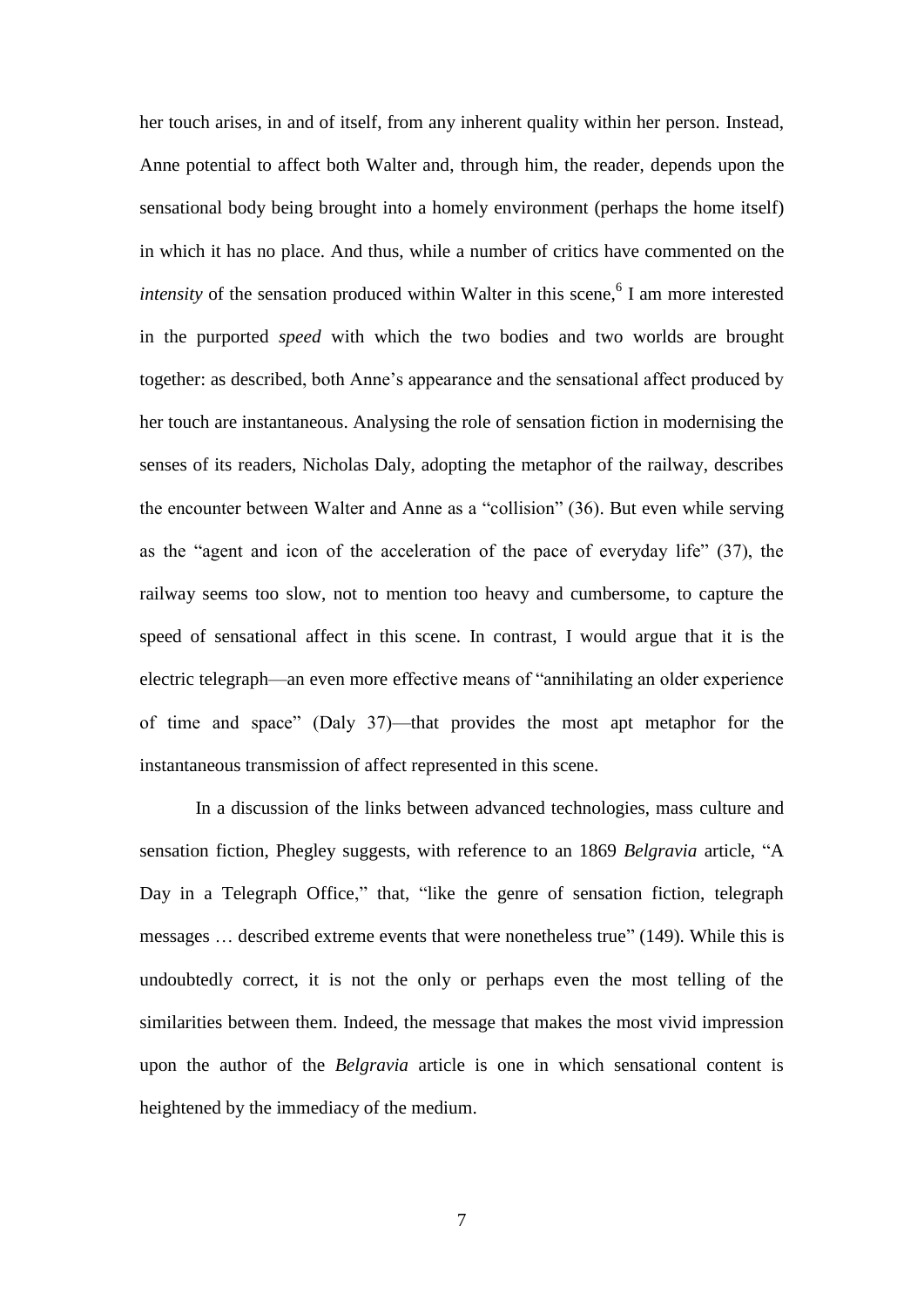her touch arises, in and of itself, from any inherent quality within her person. Instead, Anne potential to affect both Walter and, through him, the reader, depends upon the sensational body being brought into a homely environment (perhaps the home itself) in which it has no place. And thus, while a number of critics have commented on the *intensity* of the sensation produced within Walter in this scene,[6] I am more interested in the purported *speed* with which the two bodies and two worlds are brought together: as described, both Anne's appearance and the sensational affect produced by her touch are instantaneous. Analysing the role of sensation fiction in modernising the senses of its readers, Nicholas Daly, adopting the metaphor of the railway, describes the encounter between Walter and Anne as a "collision" (36). But even while serving as the "agent and icon of the acceleration of the pace of everyday life" (37), the railway seems too slow, not to mention too heavy and cumbersome, to capture the speed of sensational affect in this scene. In contrast, I would argue that it is the electric telegraph—an even more effective means of "annihilating an older experience of time and space" (Daly 37)—that provides the most apt metaphor for the instantaneous transmission of affect represented in this scene.

In a discussion of the links between advanced technologies, mass culture and sensation fiction, Phegley suggests, with reference to an 1869 *Belgravia* article, "A Day in a Telegraph Office," that, "like the genre of sensation fiction, telegraph messages … described extreme events that were nonetheless true" (149). While this is undoubtedly correct, it is not the only or perhaps even the most telling of the similarities between them. Indeed, the message that makes the most vivid impression upon the author of the *Belgravia* article is one in which sensational content is heightened by the immediacy of the medium.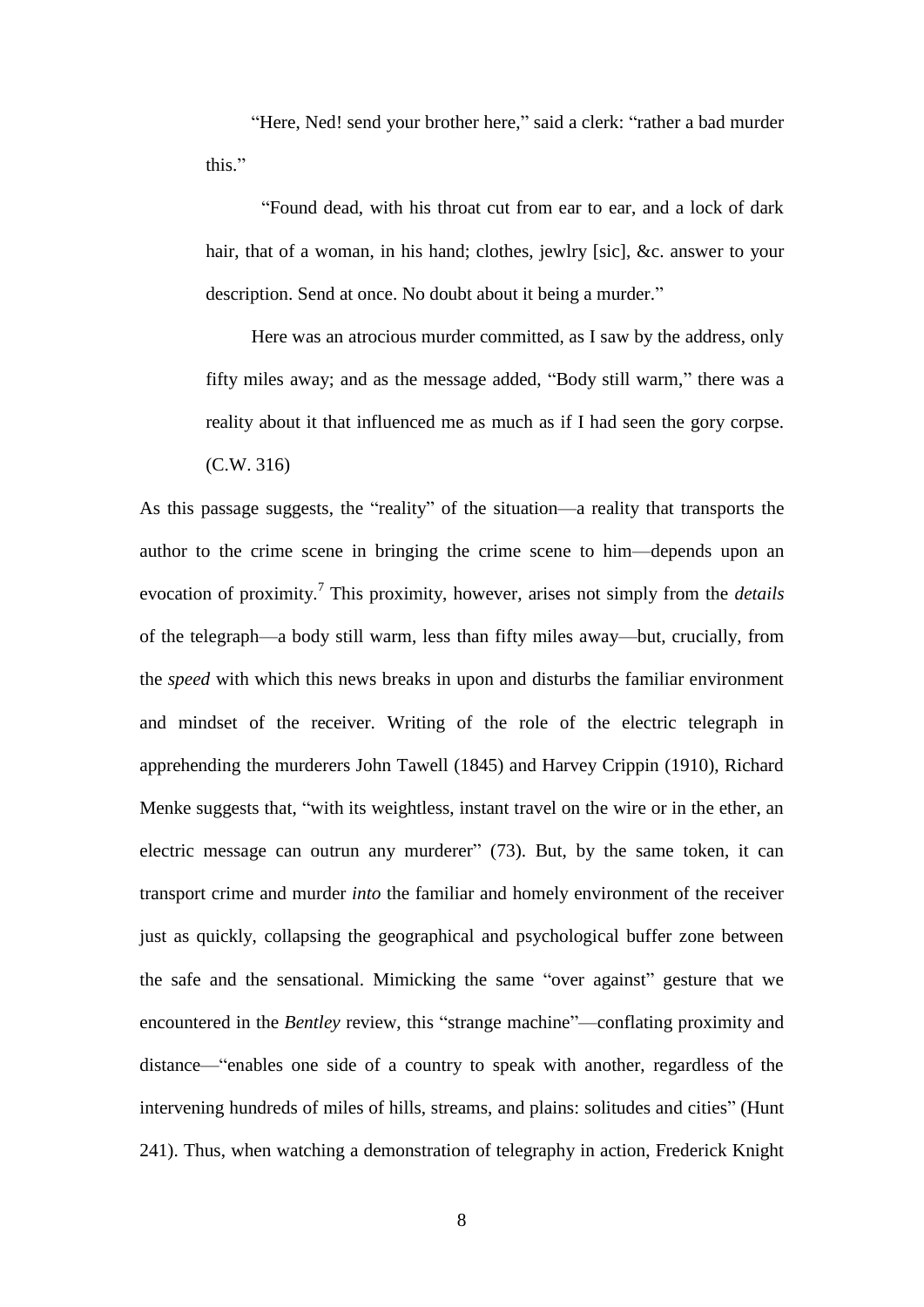> "Here, Ned! send your brother here," said a clerk: "rather a bad murder this."
>
> "Found dead, with his throat cut from ear to ear, and a lock of dark hair, that of a woman, in his hand; clothes, jewlry [sic], &c. answer to your description. Send at once. No doubt about it being a murder."
>
> Here was an atrocious murder committed, as I saw by the address, only fifty miles away; and as the message added, "Body still warm," there was a reality about it that influenced me as much as if I had seen the gory corpse. (C.W. 316)

As this passage suggests, the "reality" of the situation—a reality that transports the author to the crime scene in bringing the crime scene to him—depends upon an evocation of proximity.[7] This proximity, however, arises not simply from the *details* of the telegraph—a body still warm, less than fifty miles away—but, crucially, from the *speed* with which this news breaks in upon and disturbs the familiar environment and mindset of the receiver. Writing of the role of the electric telegraph in apprehending the murderers John Tawell (1845) and Harvey Crippin (1910), Richard Menke suggests that, "with its weightless, instant travel on the wire or in the ether, an electric message can outrun any murderer" (73). But, by the same token, it can transport crime and murder *into* the familiar and homely environment of the receiver just as quickly, collapsing the geographical and psychological buffer zone between the safe and the sensational. Mimicking the same "over against" gesture that we encountered in the *Bentley* review, this "strange machine"—conflating proximity and distance—"enables one side of a country to speak with another, regardless of the intervening hundreds of miles of hills, streams, and plains: solitudes and cities" (Hunt 241). Thus, when watching a demonstration of telegraphy in action, Frederick Knight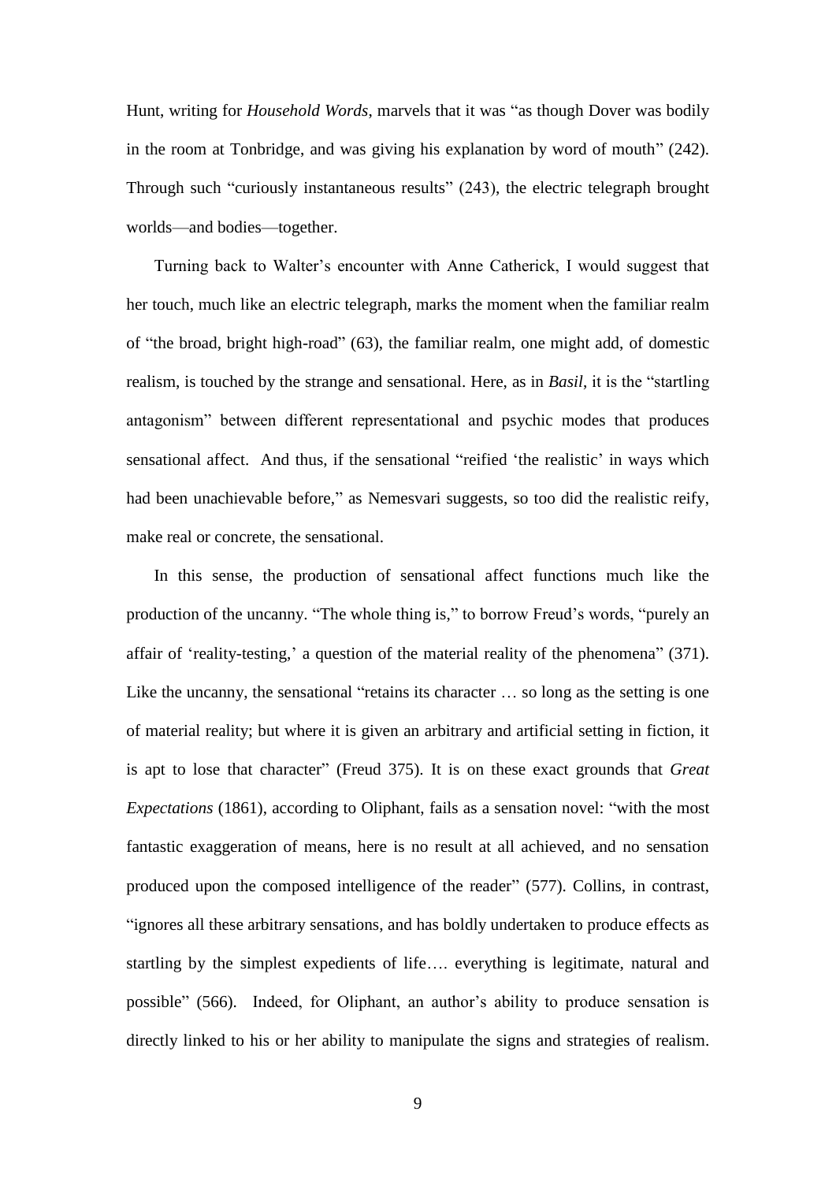Hunt, writing for *Household Words*, marvels that it was "as though Dover was bodily in the room at Tonbridge, and was giving his explanation by word of mouth" (242). Through such "curiously instantaneous results" (243), the electric telegraph brought worlds—and bodies—together.

Turning back to Walter's encounter with Anne Catherick, I would suggest that her touch, much like an electric telegraph, marks the moment when the familiar realm of "the broad, bright high-road" (63), the familiar realm, one might add, of domestic realism, is touched by the strange and sensational. Here, as in *Basil*, it is the "startling antagonism" between different representational and psychic modes that produces sensational affect. And thus, if the sensational "reified 'the realistic' in ways which had been unachievable before," as Nemesvari suggests, so too did the realistic reify, make real or concrete, the sensational.

In this sense, the production of sensational affect functions much like the production of the uncanny. "The whole thing is," to borrow Freud's words, "purely an affair of 'reality-testing,' a question of the material reality of the phenomena" (371). Like the uncanny, the sensational "retains its character … so long as the setting is one of material reality; but where it is given an arbitrary and artificial setting in fiction, it is apt to lose that character" (Freud 375). It is on these exact grounds that *Great Expectations* (1861), according to Oliphant, fails as a sensation novel: "with the most fantastic exaggeration of means, here is no result at all achieved, and no sensation produced upon the composed intelligence of the reader" (577). Collins, in contrast, "ignores all these arbitrary sensations, and has boldly undertaken to produce effects as startling by the simplest expedients of life…. everything is legitimate, natural and possible" (566). Indeed, for Oliphant, an author's ability to produce sensation is directly linked to his or her ability to manipulate the signs and strategies of realism.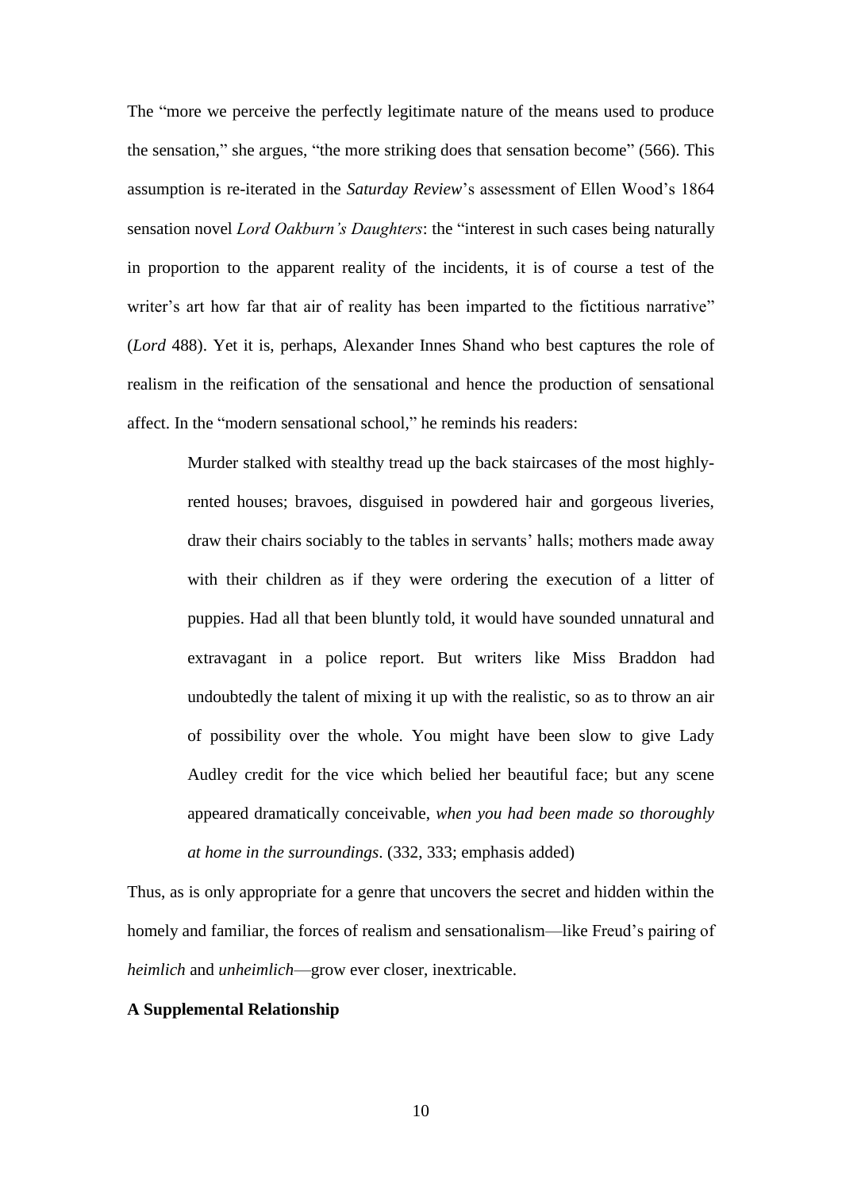The "more we perceive the perfectly legitimate nature of the means used to produce the sensation," she argues, "the more striking does that sensation become" (566). This assumption is re-iterated in the *Saturday Review*'s assessment of Ellen Wood's 1864 sensation novel *Lord Oakburn's Daughters*: the "interest in such cases being naturally in proportion to the apparent reality of the incidents, it is of course a test of the writer's art how far that air of reality has been imparted to the fictitious narrative" (*Lord* 488). Yet it is, perhaps, Alexander Innes Shand who best captures the role of realism in the reification of the sensational and hence the production of sensational affect. In the "modern sensational school," he reminds his readers:

> Murder stalked with stealthy tread up the back staircases of the most highly-rented houses; bravoes, disguised in powdered hair and gorgeous liveries, draw their chairs sociably to the tables in servants' halls; mothers made away with their children as if they were ordering the execution of a litter of puppies. Had all that been bluntly told, it would have sounded unnatural and extravagant in a police report. But writers like Miss Braddon had undoubtedly the talent of mixing it up with the realistic, so as to throw an air of possibility over the whole. You might have been slow to give Lady Audley credit for the vice which belied her beautiful face; but any scene appeared dramatically conceivable, *when you had been made so thoroughly at home in the surroundings*. (332, 333; emphasis added)

Thus, as is only appropriate for a genre that uncovers the secret and hidden within the homely and familiar, the forces of realism and sensationalism—like Freud's pairing of *heimlich* and *unheimlich*—grow ever closer, inextricable.

**A Supplemental Relationship**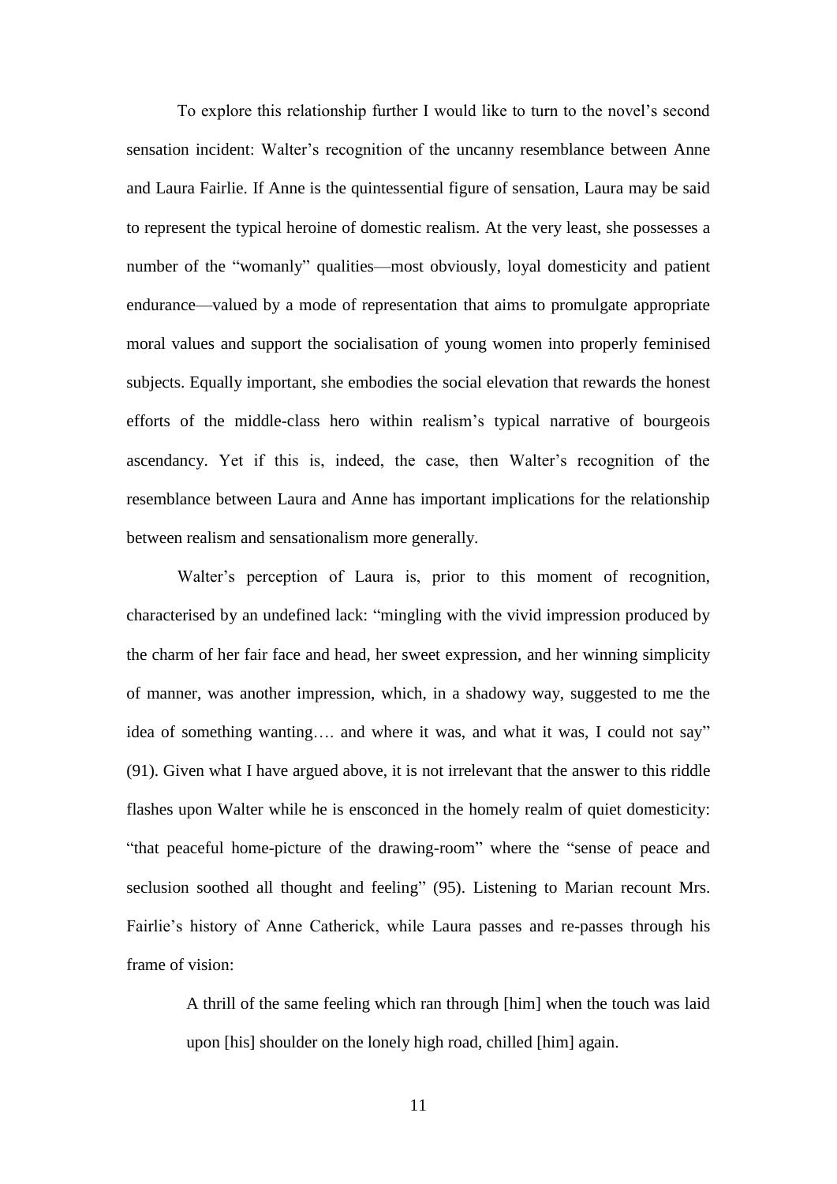To explore this relationship further I would like to turn to the novel's second sensation incident: Walter's recognition of the uncanny resemblance between Anne and Laura Fairlie. If Anne is the quintessential figure of sensation, Laura may be said to represent the typical heroine of domestic realism. At the very least, she possesses a number of the "womanly" qualities—most obviously, loyal domesticity and patient endurance—valued by a mode of representation that aims to promulgate appropriate moral values and support the socialisation of young women into properly feminised subjects. Equally important, she embodies the social elevation that rewards the honest efforts of the middle-class hero within realism's typical narrative of bourgeois ascendancy. Yet if this is, indeed, the case, then Walter's recognition of the resemblance between Laura and Anne has important implications for the relationship between realism and sensationalism more generally.

Walter's perception of Laura is, prior to this moment of recognition, characterised by an undefined lack: "mingling with the vivid impression produced by the charm of her fair face and head, her sweet expression, and her winning simplicity of manner, was another impression, which, in a shadowy way, suggested to me the idea of something wanting…. and where it was, and what it was, I could not say" (91). Given what I have argued above, it is not irrelevant that the answer to this riddle flashes upon Walter while he is ensconced in the homely realm of quiet domesticity: "that peaceful home-picture of the drawing-room" where the "sense of peace and seclusion soothed all thought and feeling" (95). Listening to Marian recount Mrs. Fairlie's history of Anne Catherick, while Laura passes and re-passes through his frame of vision:

> A thrill of the same feeling which ran through [him] when the touch was laid upon [his] shoulder on the lonely high road, chilled [him] again.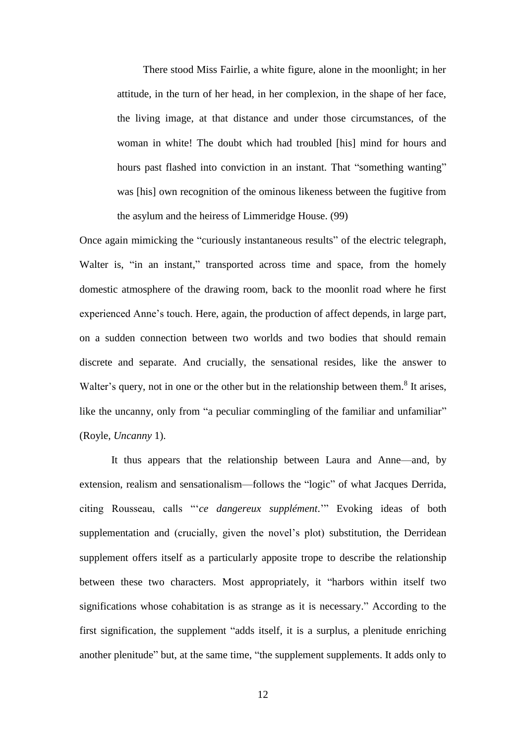> There stood Miss Fairlie, a white figure, alone in the moonlight; in her attitude, in the turn of her head, in her complexion, in the shape of her face, the living image, at that distance and under those circumstances, of the woman in white! The doubt which had troubled [his] mind for hours and hours past flashed into conviction in an instant. That "something wanting" was [his] own recognition of the ominous likeness between the fugitive from the asylum and the heiress of Limmeridge House. (99)

Once again mimicking the "curiously instantaneous results" of the electric telegraph, Walter is, "in an instant," transported across time and space, from the homely domestic atmosphere of the drawing room, back to the moonlit road where he first experienced Anne's touch. Here, again, the production of affect depends, in large part, on a sudden connection between two worlds and two bodies that should remain discrete and separate. And crucially, the sensational resides, like the answer to Walter's query, not in one or the other but in the relationship between them.[8] It arises, like the uncanny, only from "a peculiar commingling of the familiar and unfamiliar" (Royle, *Uncanny* 1).

It thus appears that the relationship between Laura and Anne—and, by extension, realism and sensationalism—follows the "logic" of what Jacques Derrida, citing Rousseau, calls "'*ce dangereux supplément*.'" Evoking ideas of both supplementation and (crucially, given the novel's plot) substitution, the Derridean supplement offers itself as a particularly apposite trope to describe the relationship between these two characters. Most appropriately, it "harbors within itself two significations whose cohabitation is as strange as it is necessary." According to the first signification, the supplement "adds itself, it is a surplus, a plenitude enriching another plenitude" but, at the same time, "the supplement supplements. It adds only to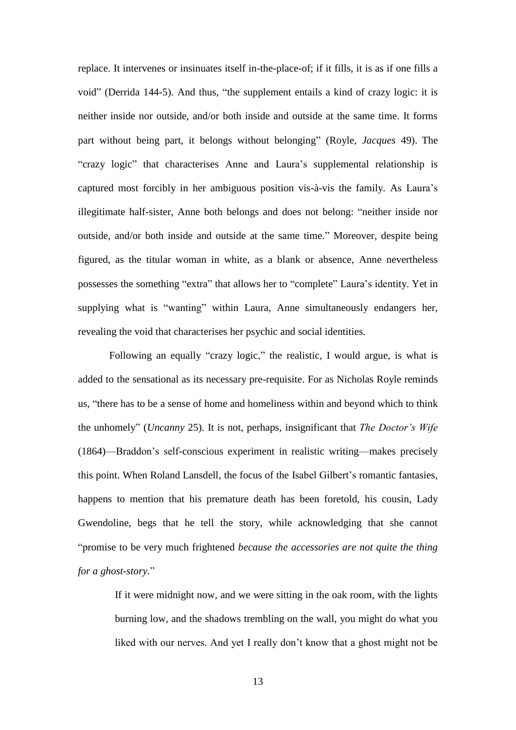replace. It intervenes or insinuates itself in-the-place-of; if it fills, it is as if one fills a void" (Derrida 144-5). And thus, "the supplement entails a kind of crazy logic: it is neither inside nor outside, and/or both inside and outside at the same time. It forms part without being part, it belongs without belonging" (Royle, *Jacques* 49). The "crazy logic" that characterises Anne and Laura's supplemental relationship is captured most forcibly in her ambiguous position vis-à-vis the family. As Laura's illegitimate half-sister, Anne both belongs and does not belong: "neither inside nor outside, and/or both inside and outside at the same time." Moreover, despite being figured, as the titular woman in white, as a blank or absence, Anne nevertheless possesses the something "extra" that allows her to "complete" Laura's identity. Yet in supplying what is "wanting" within Laura, Anne simultaneously endangers her, revealing the void that characterises her psychic and social identities.

Following an equally "crazy logic," the realistic, I would argue, is what is added to the sensational as its necessary pre-requisite. For as Nicholas Royle reminds us, "there has to be a sense of home and homeliness within and beyond which to think the unhomely" (*Uncanny* 25). It is not, perhaps, insignificant that *The Doctor's Wife* (1864)—Braddon's self-conscious experiment in realistic writing—makes precisely this point. When Roland Lansdell, the focus of the Isabel Gilbert's romantic fantasies, happens to mention that his premature death has been foretold, his cousin, Lady Gwendoline, begs that he tell the story, while acknowledging that she cannot "promise to be very much frightened *because the accessories are not quite the thing for a ghost-story*."

> If it were midnight now, and we were sitting in the oak room, with the lights burning low, and the shadows trembling on the wall, you might do what you liked with our nerves. And yet I really don't know that a ghost might not be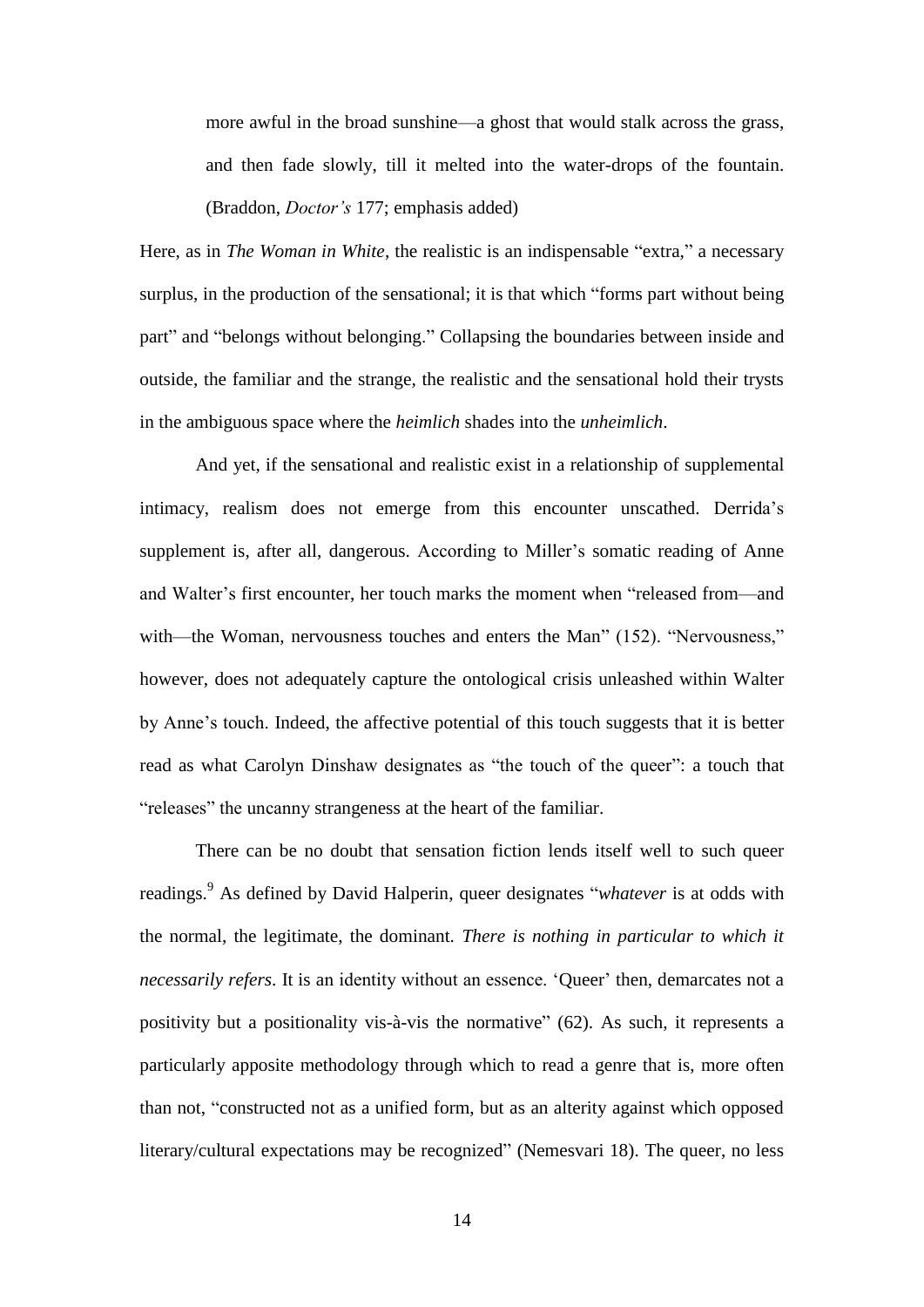> more awful in the broad sunshine—a ghost that would stalk across the grass, and then fade slowly, till it melted into the water-drops of the fountain. (Braddon, *Doctor's* 177; emphasis added)

Here, as in *The Woman in White*, the realistic is an indispensable "extra," a necessary surplus, in the production of the sensational; it is that which "forms part without being part" and "belongs without belonging." Collapsing the boundaries between inside and outside, the familiar and the strange, the realistic and the sensational hold their trysts in the ambiguous space where the *heimlich* shades into the *unheimlich*.

And yet, if the sensational and realistic exist in a relationship of supplemental intimacy, realism does not emerge from this encounter unscathed. Derrida's supplement is, after all, dangerous. According to Miller's somatic reading of Anne and Walter's first encounter, her touch marks the moment when "released from—and with—the Woman, nervousness touches and enters the Man" (152). "Nervousness," however, does not adequately capture the ontological crisis unleashed within Walter by Anne's touch. Indeed, the affective potential of this touch suggests that it is better read as what Carolyn Dinshaw designates as "the touch of the queer": a touch that "releases" the uncanny strangeness at the heart of the familiar.

There can be no doubt that sensation fiction lends itself well to such queer readings.[9] As defined by David Halperin, queer designates "*whatever* is at odds with the normal, the legitimate, the dominant. *There is nothing in particular to which it necessarily refers*. It is an identity without an essence. 'Queer' then, demarcates not a positivity but a positionality vis-à-vis the normative" (62). As such, it represents a particularly apposite methodology through which to read a genre that is, more often than not, "constructed not as a unified form, but as an alterity against which opposed literary/cultural expectations may be recognized" (Nemesvari 18). The queer, no less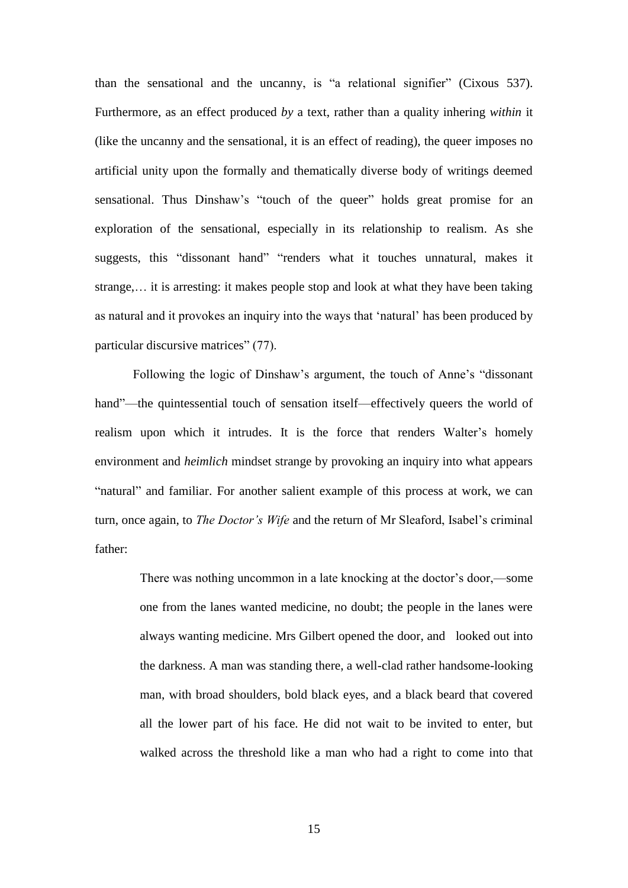than the sensational and the uncanny, is "a relational signifier" (Cixous 537). Furthermore, as an effect produced *by* a text, rather than a quality inhering *within* it (like the uncanny and the sensational, it is an effect of reading), the queer imposes no artificial unity upon the formally and thematically diverse body of writings deemed sensational. Thus Dinshaw's "touch of the queer" holds great promise for an exploration of the sensational, especially in its relationship to realism. As she suggests, this "dissonant hand" "renders what it touches unnatural, makes it strange,… it is arresting: it makes people stop and look at what they have been taking as natural and it provokes an inquiry into the ways that 'natural' has been produced by particular discursive matrices" (77).

Following the logic of Dinshaw's argument, the touch of Anne's "dissonant hand"—the quintessential touch of sensation itself—effectively queers the world of realism upon which it intrudes. It is the force that renders Walter's homely environment and *heimlich* mindset strange by provoking an inquiry into what appears "natural" and familiar. For another salient example of this process at work, we can turn, once again, to *The Doctor's Wife* and the return of Mr Sleaford, Isabel's criminal father:

> There was nothing uncommon in a late knocking at the doctor's door,—some one from the lanes wanted medicine, no doubt; the people in the lanes were always wanting medicine. Mrs Gilbert opened the door, and looked out into the darkness. A man was standing there, a well-clad rather handsome-looking man, with broad shoulders, bold black eyes, and a black beard that covered all the lower part of his face. He did not wait to be invited to enter, but walked across the threshold like a man who had a right to come into that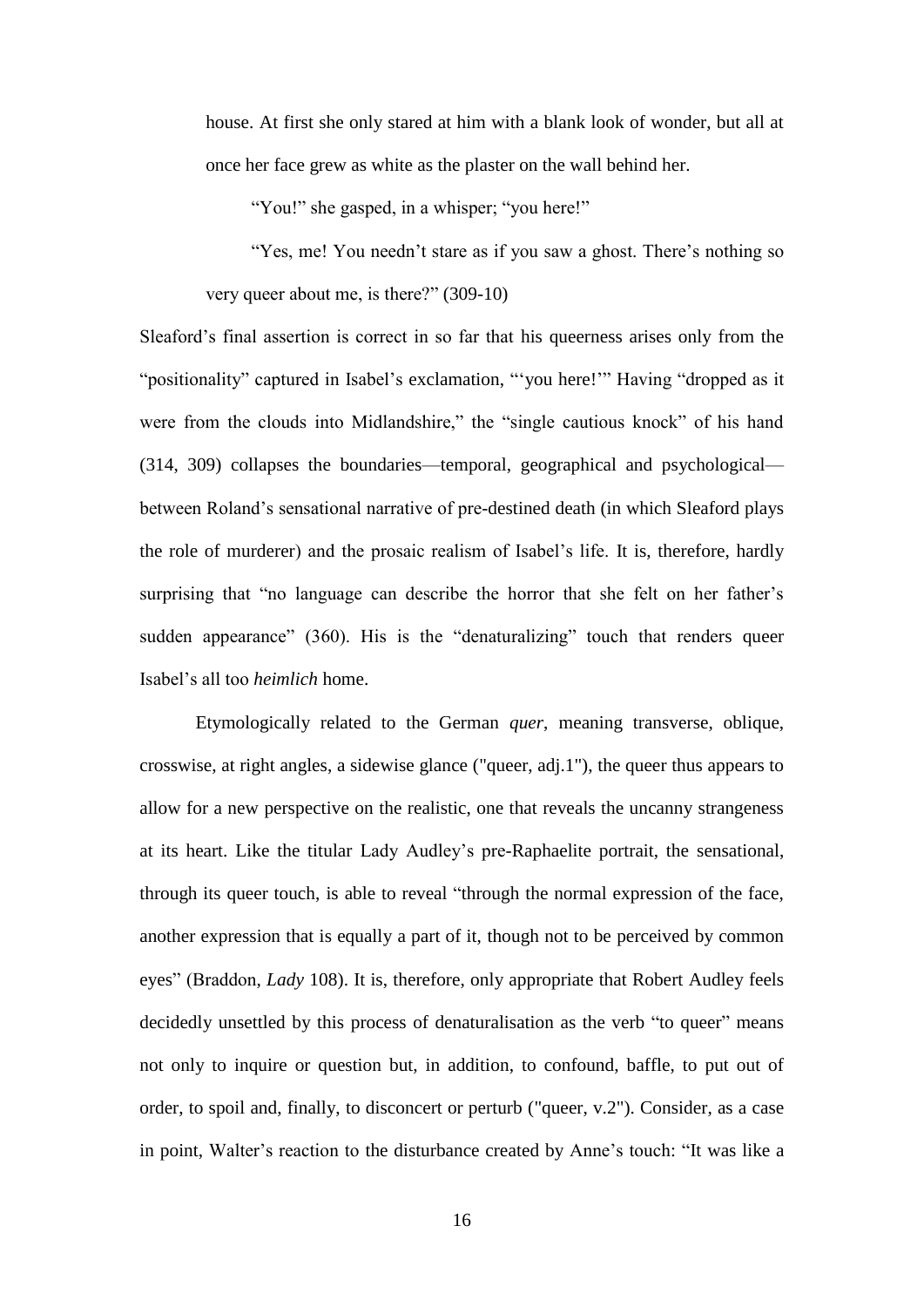house. At first she only stared at him with a blank look of wonder, but all at once her face grew as white as the plaster on the wall behind her.

> "You!" she gasped, in a whisper; "you here!"
>
> "Yes, me! You needn't stare as if you saw a ghost. There's nothing so very queer about me, is there?" (309-10)

Sleaford's final assertion is correct in so far that his queerness arises only from the "positionality" captured in Isabel's exclamation, "'you here!'" Having "dropped as it were from the clouds into Midlandshire," the "single cautious knock" of his hand (314, 309) collapses the boundaries—temporal, geographical and psychological—between Roland's sensational narrative of pre-destined death (in which Sleaford plays the role of murderer) and the prosaic realism of Isabel's life. It is, therefore, hardly surprising that "no language can describe the horror that she felt on her father's sudden appearance" (360). His is the "denaturalizing" touch that renders queer Isabel's all too *heimlich* home.

Etymologically related to the German *quer*, meaning transverse, oblique, crosswise, at right angles, a sidewise glance ("queer, adj.1"), the queer thus appears to allow for a new perspective on the realistic, one that reveals the uncanny strangeness at its heart. Like the titular Lady Audley's pre-Raphaelite portrait, the sensational, through its queer touch, is able to reveal "through the normal expression of the face, another expression that is equally a part of it, though not to be perceived by common eyes" (Braddon, *Lady* 108). It is, therefore, only appropriate that Robert Audley feels decidedly unsettled by this process of denaturalisation as the verb "to queer" means not only to inquire or question but, in addition, to confound, baffle, to put out of order, to spoil and, finally, to disconcert or perturb ("queer, v.2"). Consider, as a case in point, Walter's reaction to the disturbance created by Anne's touch: "It was like a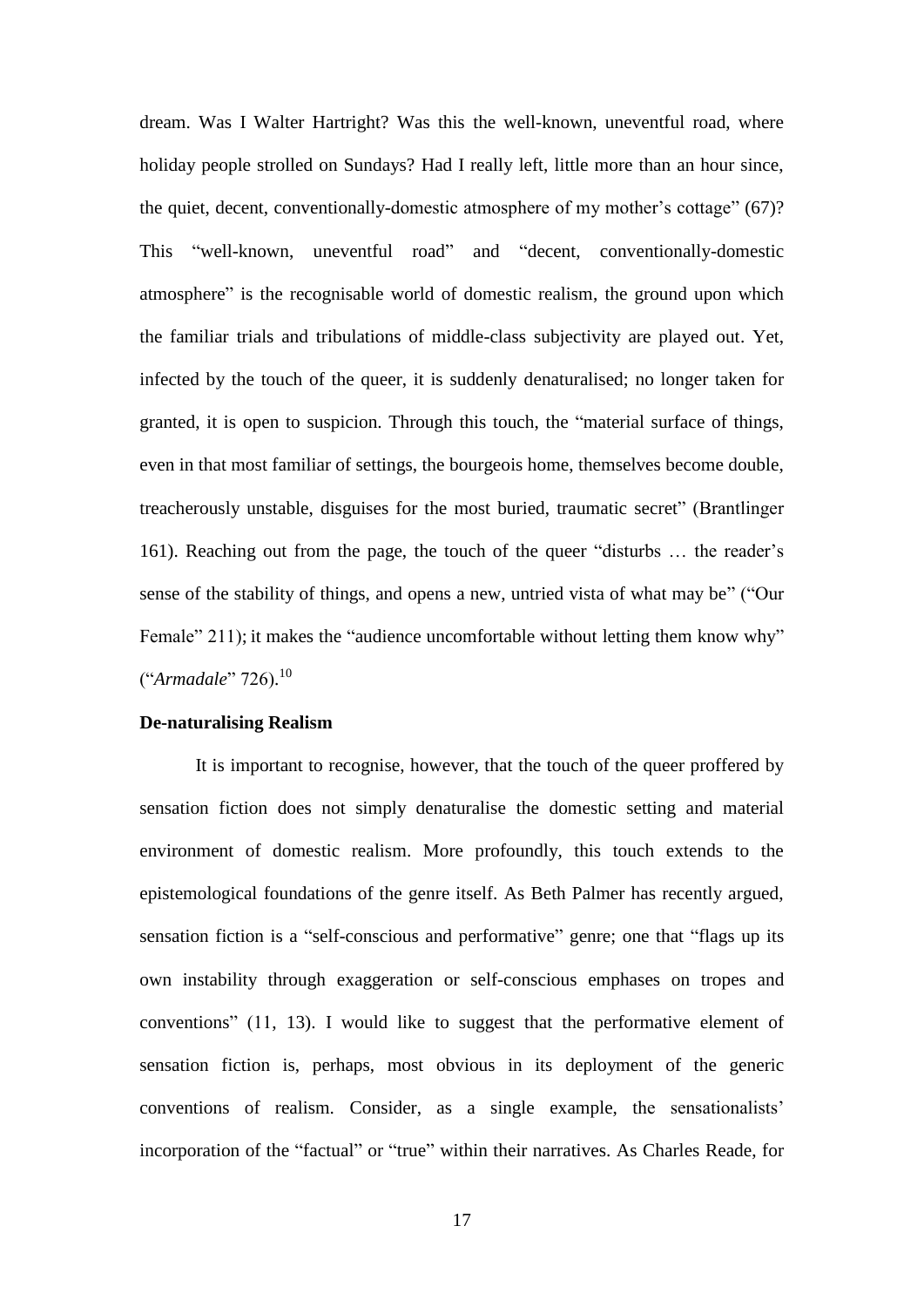dream. Was I Walter Hartright? Was this the well-known, uneventful road, where holiday people strolled on Sundays? Had I really left, little more than an hour since, the quiet, decent, conventionally-domestic atmosphere of my mother's cottage" (67)? This "well-known, uneventful road" and "decent, conventionally-domestic atmosphere" is the recognisable world of domestic realism, the ground upon which the familiar trials and tribulations of middle-class subjectivity are played out. Yet, infected by the touch of the queer, it is suddenly denaturalised; no longer taken for granted, it is open to suspicion. Through this touch, the "material surface of things, even in that most familiar of settings, the bourgeois home, themselves become double, treacherously unstable, disguises for the most buried, traumatic secret" (Brantlinger 161). Reaching out from the page, the touch of the queer "disturbs … the reader's sense of the stability of things, and opens a new, untried vista of what may be" ("Our Female" 211); it makes the "audience uncomfortable without letting them know why" ("*Armadale*" 726).[10]

**De-naturalising Realism**

It is important to recognise, however, that the touch of the queer proffered by sensation fiction does not simply denaturalise the domestic setting and material environment of domestic realism. More profoundly, this touch extends to the epistemological foundations of the genre itself. As Beth Palmer has recently argued, sensation fiction is a "self-conscious and performative" genre; one that "flags up its own instability through exaggeration or self-conscious emphases on tropes and conventions" (11, 13). I would like to suggest that the performative element of sensation fiction is, perhaps, most obvious in its deployment of the generic conventions of realism. Consider, as a single example, the sensationalists' incorporation of the "factual" or "true" within their narratives. As Charles Reade, for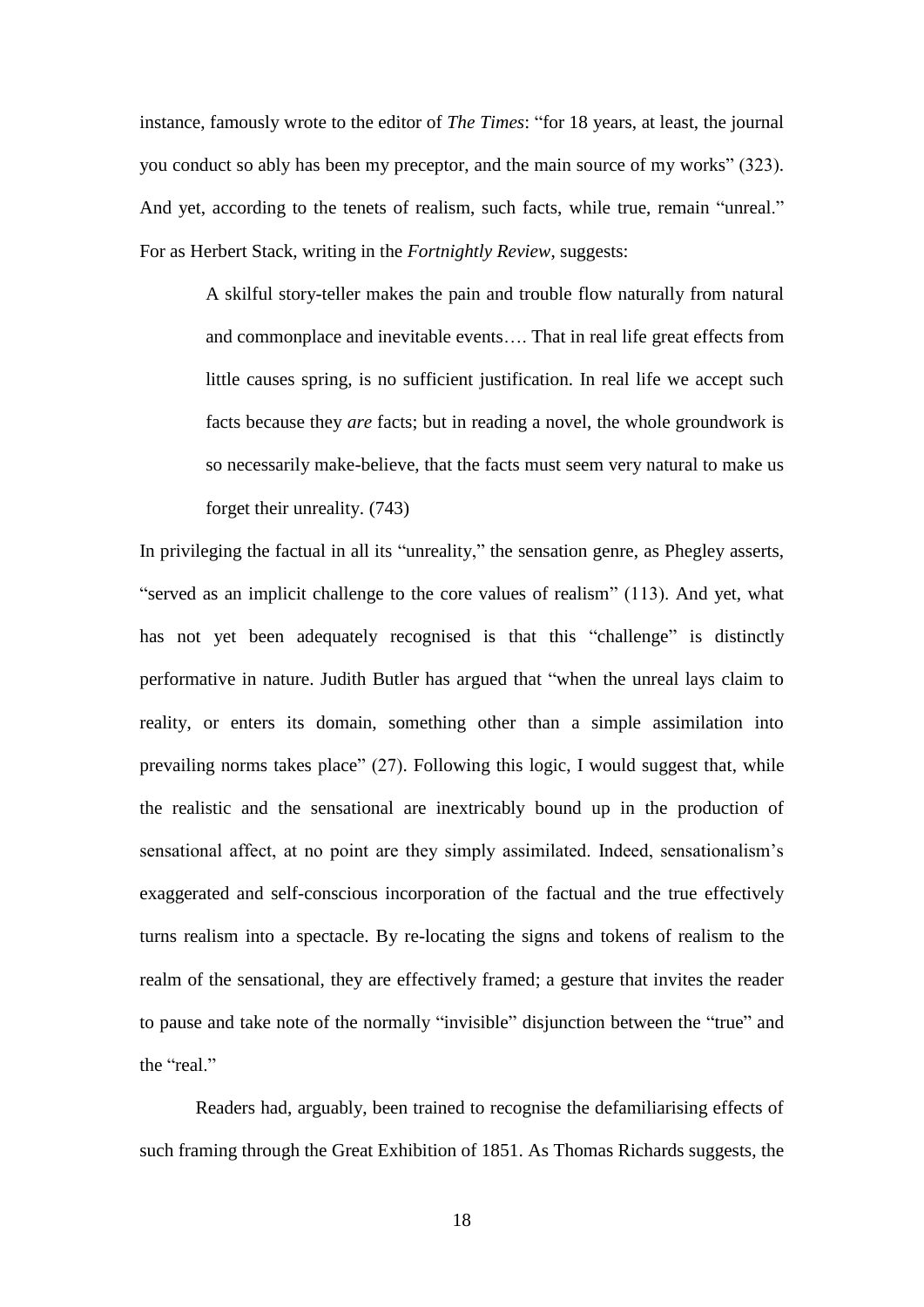instance, famously wrote to the editor of *The Times*: "for 18 years, at least, the journal you conduct so ably has been my preceptor, and the main source of my works" (323). And yet, according to the tenets of realism, such facts, while true, remain "unreal." For as Herbert Stack, writing in the *Fortnightly Review*, suggests:

> A skilful story-teller makes the pain and trouble flow naturally from natural and commonplace and inevitable events…. That in real life great effects from little causes spring, is no sufficient justification. In real life we accept such facts because they *are* facts; but in reading a novel, the whole groundwork is so necessarily make-believe, that the facts must seem very natural to make us forget their unreality. (743)

In privileging the factual in all its "unreality," the sensation genre, as Phegley asserts, "served as an implicit challenge to the core values of realism" (113). And yet, what has not yet been adequately recognised is that this "challenge" is distinctly performative in nature. Judith Butler has argued that "when the unreal lays claim to reality, or enters its domain, something other than a simple assimilation into prevailing norms takes place" (27). Following this logic, I would suggest that, while the realistic and the sensational are inextricably bound up in the production of sensational affect, at no point are they simply assimilated. Indeed, sensationalism's exaggerated and self-conscious incorporation of the factual and the true effectively turns realism into a spectacle. By re-locating the signs and tokens of realism to the realm of the sensational, they are effectively framed; a gesture that invites the reader to pause and take note of the normally "invisible" disjunction between the "true" and the "real."

Readers had, arguably, been trained to recognise the defamiliarising effects of such framing through the Great Exhibition of 1851. As Thomas Richards suggests, the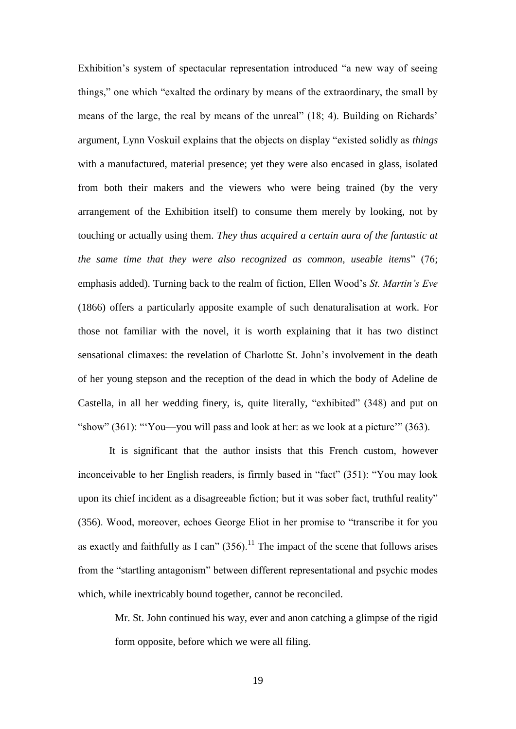Exhibition's system of spectacular representation introduced "a new way of seeing things," one which "exalted the ordinary by means of the extraordinary, the small by means of the large, the real by means of the unreal" (18; 4). Building on Richards' argument, Lynn Voskuil explains that the objects on display "existed solidly as *things* with a manufactured, material presence; yet they were also encased in glass, isolated from both their makers and the viewers who were being trained (by the very arrangement of the Exhibition itself) to consume them merely by looking, not by touching or actually using them. *They thus acquired a certain aura of the fantastic at the same time that they were also recognized as common, useable items*" (76; emphasis added). Turning back to the realm of fiction, Ellen Wood's *St. Martin's Eve* (1866) offers a particularly apposite example of such denaturalisation at work. For those not familiar with the novel, it is worth explaining that it has two distinct sensational climaxes: the revelation of Charlotte St. John's involvement in the death of her young stepson and the reception of the dead in which the body of Adeline de Castella, in all her wedding finery, is, quite literally, "exhibited" (348) and put on "show" (361): "'You—you will pass and look at her: as we look at a picture'" (363).

It is significant that the author insists that this French custom, however inconceivable to her English readers, is firmly based in "fact" (351): "You may look upon its chief incident as a disagreeable fiction; but it was sober fact, truthful reality" (356). Wood, moreover, echoes George Eliot in her promise to "transcribe it for you as exactly and faithfully as I can" (356).[11] The impact of the scene that follows arises from the "startling antagonism" between different representational and psychic modes which, while inextricably bound together, cannot be reconciled.

> Mr. St. John continued his way, ever and anon catching a glimpse of the rigid form opposite, before which we were all filing.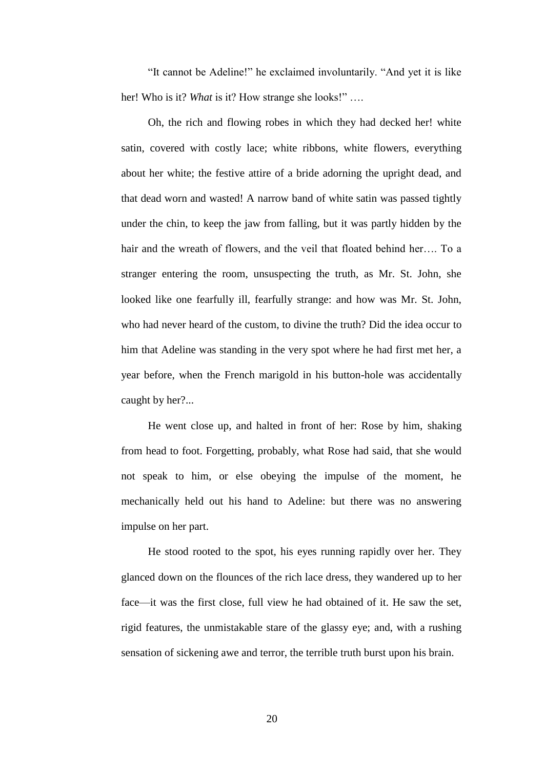"It cannot be Adeline!" he exclaimed involuntarily. "And yet it is like her! Who is it? *What* is it? How strange she looks!" ….

Oh, the rich and flowing robes in which they had decked her! white satin, covered with costly lace; white ribbons, white flowers, everything about her white; the festive attire of a bride adorning the upright dead, and that dead worn and wasted! A narrow band of white satin was passed tightly under the chin, to keep the jaw from falling, but it was partly hidden by the hair and the wreath of flowers, and the veil that floated behind her…. To a stranger entering the room, unsuspecting the truth, as Mr. St. John, she looked like one fearfully ill, fearfully strange: and how was Mr. St. John, who had never heard of the custom, to divine the truth? Did the idea occur to him that Adeline was standing in the very spot where he had first met her, a year before, when the French marigold in his button-hole was accidentally caught by her?...

He went close up, and halted in front of her: Rose by him, shaking from head to foot. Forgetting, probably, what Rose had said, that she would not speak to him, or else obeying the impulse of the moment, he mechanically held out his hand to Adeline: but there was no answering impulse on her part.

He stood rooted to the spot, his eyes running rapidly over her. They glanced down on the flounces of the rich lace dress, they wandered up to her face—it was the first close, full view he had obtained of it. He saw the set, rigid features, the unmistakable stare of the glassy eye; and, with a rushing sensation of sickening awe and terror, the terrible truth burst upon his brain.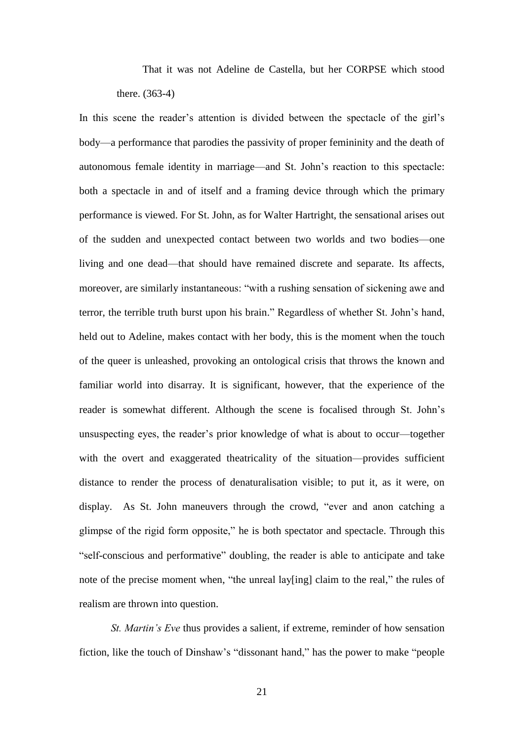> That it was not Adeline de Castella, but her CORPSE which stood there. (363-4)

In this scene the reader's attention is divided between the spectacle of the girl's body—a performance that parodies the passivity of proper femininity and the death of autonomous female identity in marriage—and St. John's reaction to this spectacle: both a spectacle in and of itself and a framing device through which the primary performance is viewed. For St. John, as for Walter Hartright, the sensational arises out of the sudden and unexpected contact between two worlds and two bodies—one living and one dead—that should have remained discrete and separate. Its affects, moreover, are similarly instantaneous: "with a rushing sensation of sickening awe and terror, the terrible truth burst upon his brain." Regardless of whether St. John's hand, held out to Adeline, makes contact with her body, this is the moment when the touch of the queer is unleashed, provoking an ontological crisis that throws the known and familiar world into disarray. It is significant, however, that the experience of the reader is somewhat different. Although the scene is focalised through St. John's unsuspecting eyes, the reader's prior knowledge of what is about to occur—together with the overt and exaggerated theatricality of the situation—provides sufficient distance to render the process of denaturalisation visible; to put it, as it were, on display. As St. John maneuvers through the crowd, "ever and anon catching a glimpse of the rigid form opposite," he is both spectator and spectacle. Through this "self-conscious and performative" doubling, the reader is able to anticipate and take note of the precise moment when, "the unreal lay[ing] claim to the real," the rules of realism are thrown into question.

*St. Martin's Eve* thus provides a salient, if extreme, reminder of how sensation fiction, like the touch of Dinshaw's "dissonant hand," has the power to make "people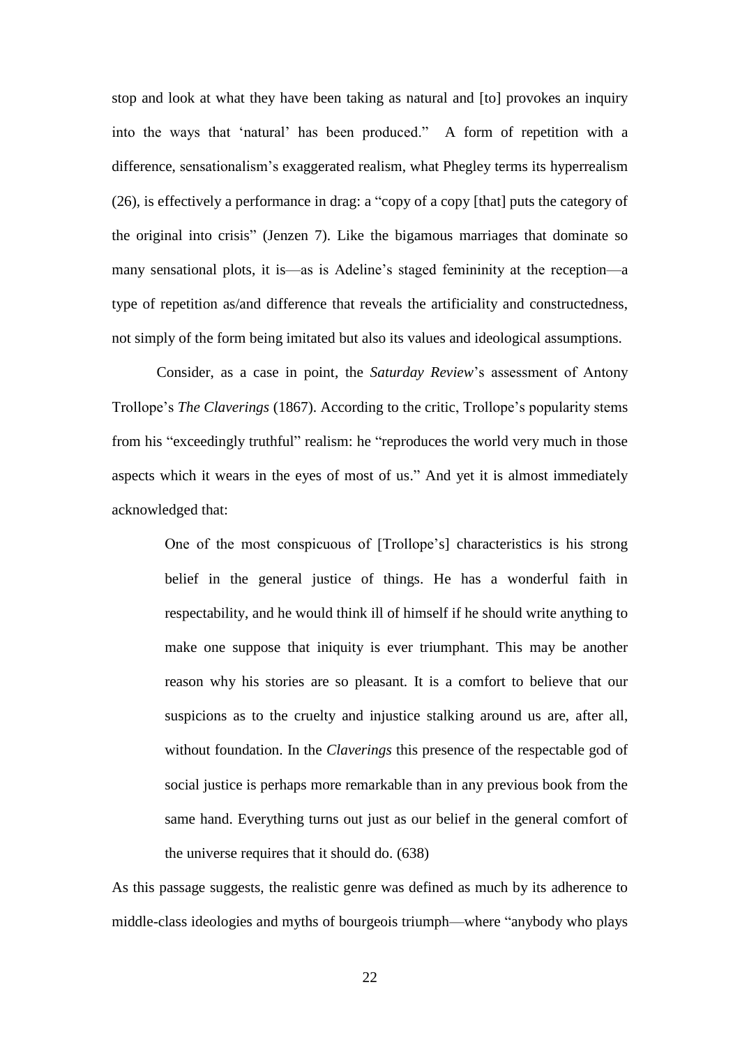stop and look at what they have been taking as natural and [to] provokes an inquiry into the ways that 'natural' has been produced." A form of repetition with a difference, sensationalism's exaggerated realism, what Phegley terms its hyperrealism (26), is effectively a performance in drag: a "copy of a copy [that] puts the category of the original into crisis" (Jenzen 7). Like the bigamous marriages that dominate so many sensational plots, it is—as is Adeline's staged femininity at the reception—a type of repetition as/and difference that reveals the artificiality and constructedness, not simply of the form being imitated but also its values and ideological assumptions.

Consider, as a case in point, the *Saturday Review*'s assessment of Antony Trollope's *The Claverings* (1867). According to the critic, Trollope's popularity stems from his "exceedingly truthful" realism: he "reproduces the world very much in those aspects which it wears in the eyes of most of us." And yet it is almost immediately acknowledged that:

> One of the most conspicuous of [Trollope's] characteristics is his strong belief in the general justice of things. He has a wonderful faith in respectability, and he would think ill of himself if he should write anything to make one suppose that iniquity is ever triumphant. This may be another reason why his stories are so pleasant. It is a comfort to believe that our suspicions as to the cruelty and injustice stalking around us are, after all, without foundation. In the *Claverings* this presence of the respectable god of social justice is perhaps more remarkable than in any previous book from the same hand. Everything turns out just as our belief in the general comfort of the universe requires that it should do. (638)

As this passage suggests, the realistic genre was defined as much by its adherence to middle-class ideologies and myths of bourgeois triumph—where "anybody who plays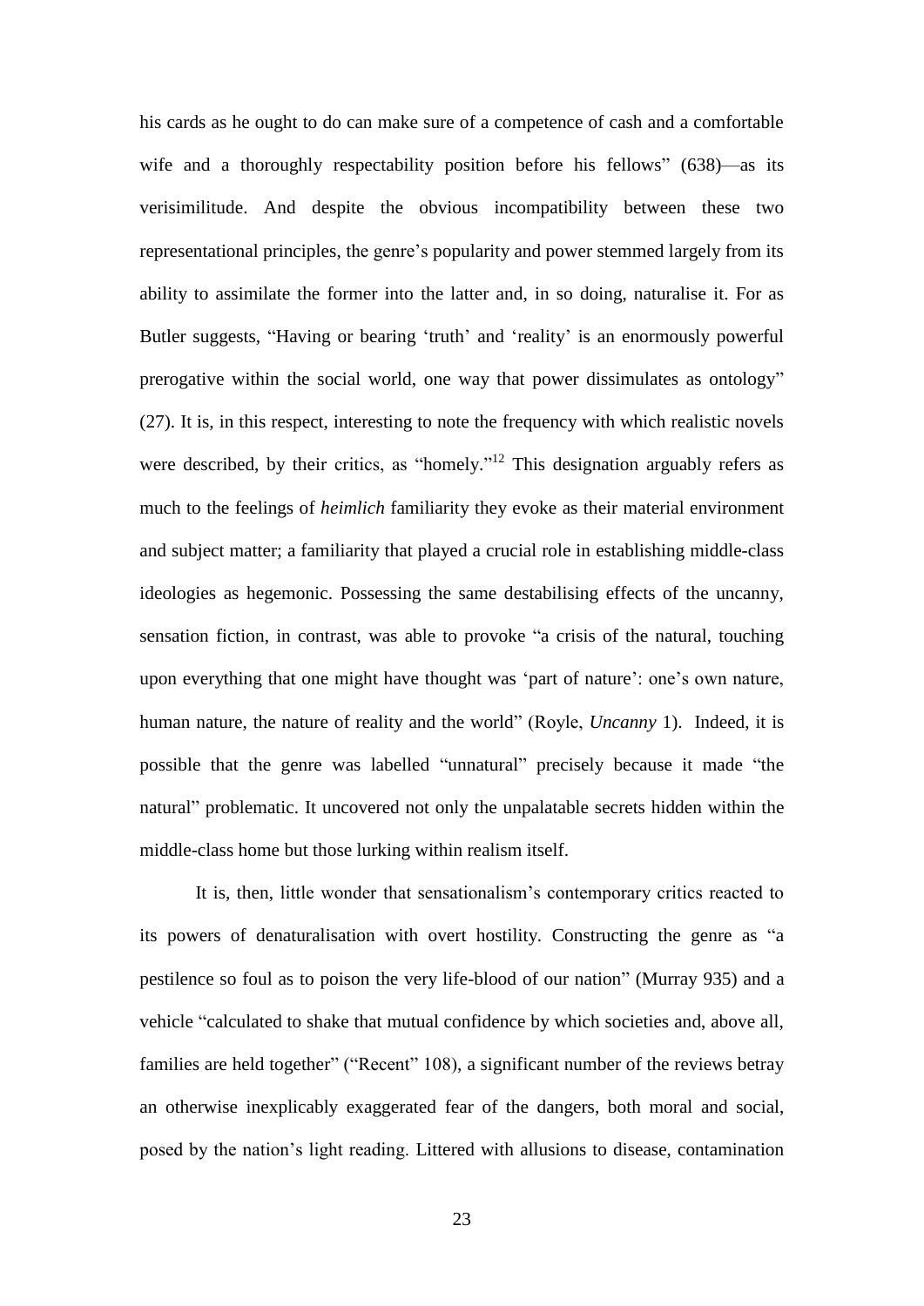his cards as he ought to do can make sure of a competence of cash and a comfortable wife and a thoroughly respectability position before his fellows" (638)—as its verisimilitude. And despite the obvious incompatibility between these two representational principles, the genre's popularity and power stemmed largely from its ability to assimilate the former into the latter and, in so doing, naturalise it. For as Butler suggests, "Having or bearing 'truth' and 'reality' is an enormously powerful prerogative within the social world, one way that power dissimulates as ontology" (27). It is, in this respect, interesting to note the frequency with which realistic novels were described, by their critics, as "homely."[12] This designation arguably refers as much to the feelings of *heimlich* familiarity they evoke as their material environment and subject matter; a familiarity that played a crucial role in establishing middle-class ideologies as hegemonic. Possessing the same destabilising effects of the uncanny, sensation fiction, in contrast, was able to provoke "a crisis of the natural, touching upon everything that one might have thought was 'part of nature': one's own nature, human nature, the nature of reality and the world" (Royle, *Uncanny* 1). Indeed, it is possible that the genre was labelled "unnatural" precisely because it made "the natural" problematic. It uncovered not only the unpalatable secrets hidden within the middle-class home but those lurking within realism itself.

It is, then, little wonder that sensationalism's contemporary critics reacted to its powers of denaturalisation with overt hostility. Constructing the genre as "a pestilence so foul as to poison the very life-blood of our nation" (Murray 935) and a vehicle "calculated to shake that mutual confidence by which societies and, above all, families are held together" ("Recent" 108), a significant number of the reviews betray an otherwise inexplicably exaggerated fear of the dangers, both moral and social, posed by the nation's light reading. Littered with allusions to disease, contamination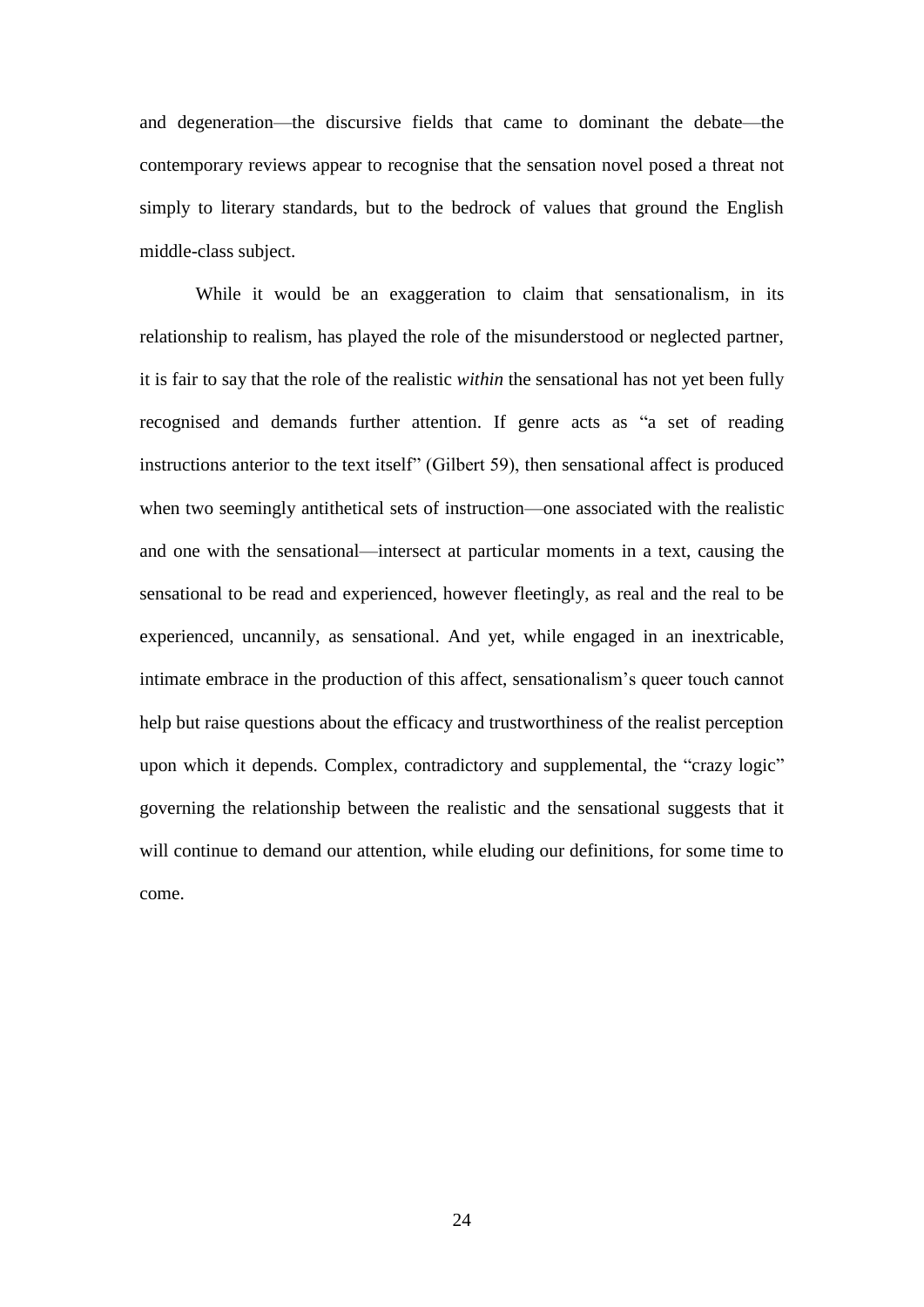and degeneration—the discursive fields that came to dominant the debate—the contemporary reviews appear to recognise that the sensation novel posed a threat not simply to literary standards, but to the bedrock of values that ground the English middle-class subject.

While it would be an exaggeration to claim that sensationalism, in its relationship to realism, has played the role of the misunderstood or neglected partner, it is fair to say that the role of the realistic *within* the sensational has not yet been fully recognised and demands further attention. If genre acts as "a set of reading instructions anterior to the text itself" (Gilbert 59), then sensational affect is produced when two seemingly antithetical sets of instruction—one associated with the realistic and one with the sensational—intersect at particular moments in a text, causing the sensational to be read and experienced, however fleetingly, as real and the real to be experienced, uncannily, as sensational. And yet, while engaged in an inextricable, intimate embrace in the production of this affect, sensationalism's queer touch cannot help but raise questions about the efficacy and trustworthiness of the realist perception upon which it depends. Complex, contradictory and supplemental, the "crazy logic" governing the relationship between the realistic and the sensational suggests that it will continue to demand our attention, while eluding our definitions, for some time to come.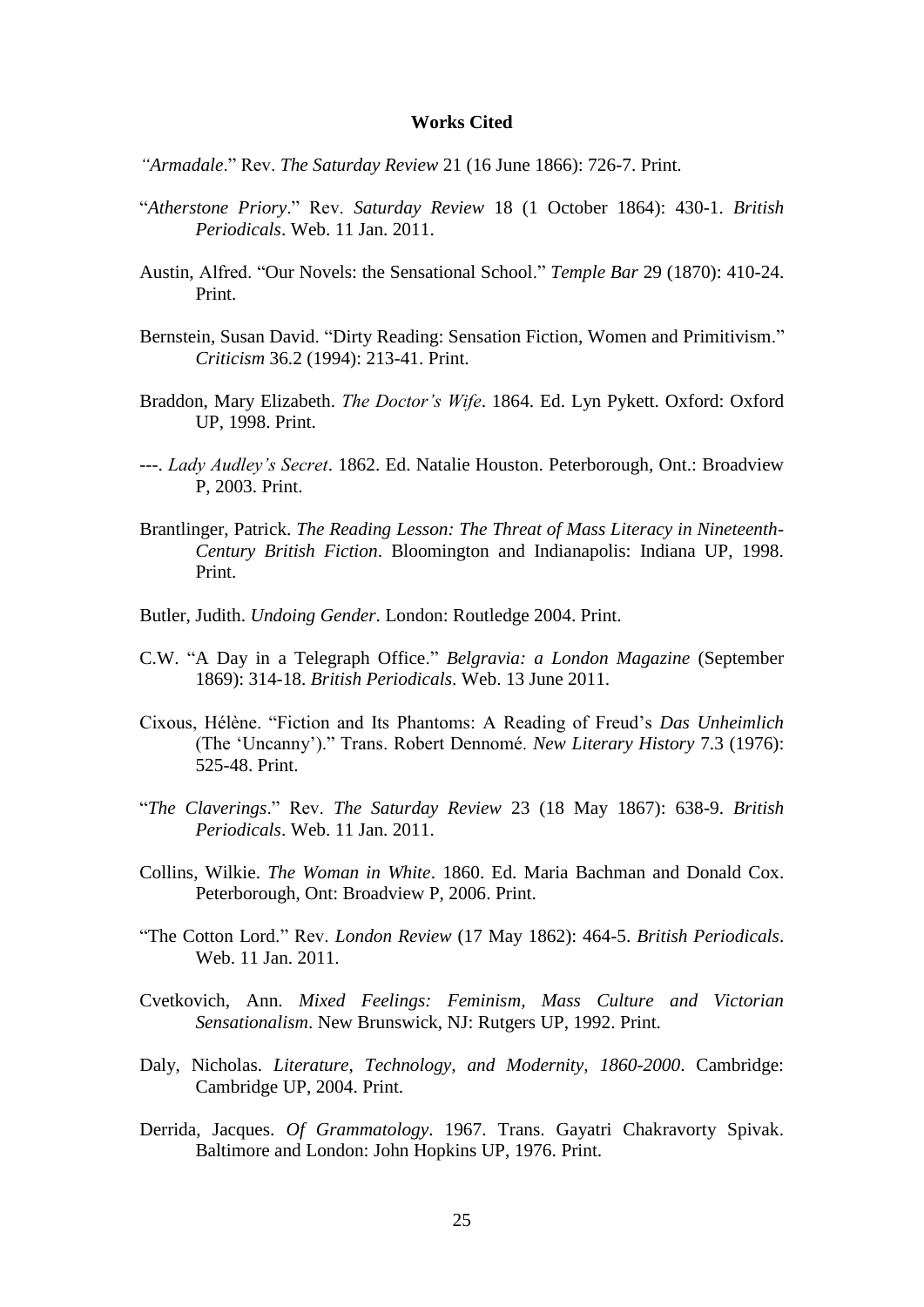**Works Cited**

*"Armadale*." Rev. *The Saturday Review* 21 (16 June 1866): 726-7. Print.

"*Atherstone Priory*." Rev. *Saturday Review* 18 (1 October 1864): 430-1. *British Periodicals*. Web. 11 Jan. 2011.

Austin, Alfred. "Our Novels: the Sensational School." *Temple Bar* 29 (1870): 410-24. Print.

Bernstein, Susan David. "Dirty Reading: Sensation Fiction, Women and Primitivism." *Criticism* 36.2 (1994): 213-41. Print.

Braddon, Mary Elizabeth. *The Doctor's Wife*. 1864. Ed. Lyn Pykett. Oxford: Oxford UP, 1998. Print.

---. *Lady Audley's Secret*. 1862. Ed. Natalie Houston. Peterborough, Ont.: Broadview P, 2003. Print.

Brantlinger, Patrick. *The Reading Lesson: The Threat of Mass Literacy in Nineteenth-Century British Fiction*. Bloomington and Indianapolis: Indiana UP, 1998. Print.

Butler, Judith. *Undoing Gender*. London: Routledge 2004. Print.

C.W. "A Day in a Telegraph Office." *Belgravia: a London Magazine* (September 1869): 314-18. *British Periodicals*. Web. 13 June 2011.

Cixous, Hélène. "Fiction and Its Phantoms: A Reading of Freud's *Das Unheimlich* (The 'Uncanny')." Trans. Robert Dennomé. *New Literary History* 7.3 (1976): 525-48. Print.

"*The Claverings*." Rev. *The Saturday Review* 23 (18 May 1867): 638-9. *British Periodicals*. Web. 11 Jan. 2011.

Collins, Wilkie. *The Woman in White*. 1860. Ed. Maria Bachman and Donald Cox. Peterborough, Ont: Broadview P, 2006. Print.

"The Cotton Lord." Rev. *London Review* (17 May 1862): 464-5. *British Periodicals*. Web. 11 Jan. 2011.

Cvetkovich, Ann. *Mixed Feelings: Feminism, Mass Culture and Victorian Sensationalism*. New Brunswick, NJ: Rutgers UP, 1992. Print.

Daly, Nicholas. *Literature, Technology, and Modernity, 1860-2000*. Cambridge: Cambridge UP, 2004. Print.

Derrida, Jacques. *Of Grammatology*. 1967. Trans. Gayatri Chakravorty Spivak. Baltimore and London: John Hopkins UP, 1976. Print.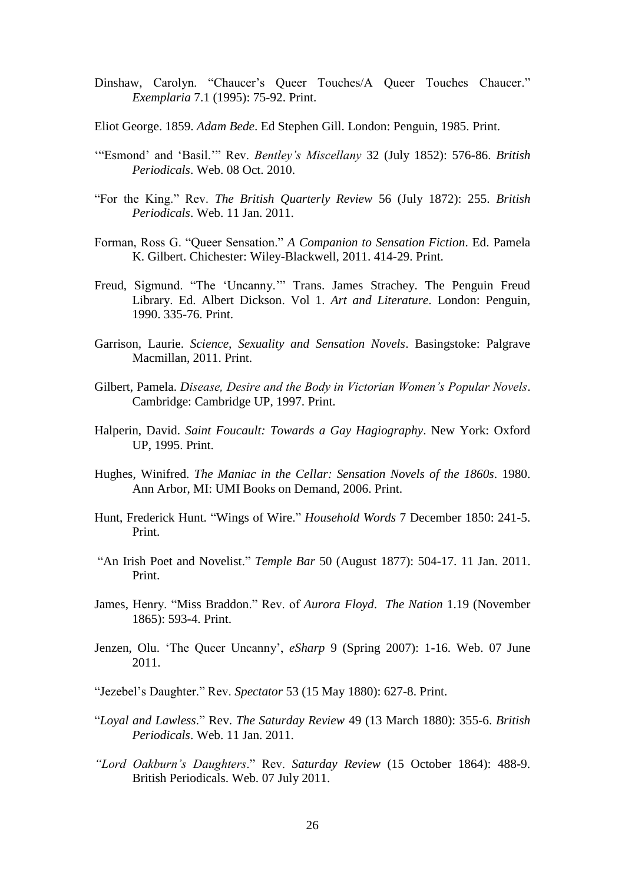Dinshaw, Carolyn. "Chaucer's Queer Touches/A Queer Touches Chaucer." *Exemplaria* 7.1 (1995): 75-92. Print.

Eliot George. 1859. *Adam Bede*. Ed Stephen Gill. London: Penguin, 1985. Print.

'"Esmond' and 'Basil.'" Rev. *Bentley's Miscellany* 32 (July 1852): 576-86. *British Periodicals*. Web. 08 Oct. 2010.

"For the King." Rev. *The British Quarterly Review* 56 (July 1872): 255. *British Periodicals*. Web. 11 Jan. 2011.

Forman, Ross G. "Queer Sensation." *A Companion to Sensation Fiction*. Ed. Pamela K. Gilbert. Chichester: Wiley-Blackwell, 2011. 414-29. Print.

Freud, Sigmund. "The 'Uncanny.'" Trans. James Strachey. The Penguin Freud Library. Ed. Albert Dickson. Vol 1. *Art and Literature*. London: Penguin, 1990. 335-76. Print.

Garrison, Laurie. *Science, Sexuality and Sensation Novels*. Basingstoke: Palgrave Macmillan, 2011. Print.

Gilbert, Pamela. *Disease, Desire and the Body in Victorian Women's Popular Novels*. Cambridge: Cambridge UP, 1997. Print.

Halperin, David. *Saint Foucault: Towards a Gay Hagiography*. New York: Oxford UP, 1995. Print.

Hughes, Winifred. *The Maniac in the Cellar: Sensation Novels of the 1860s*. 1980. Ann Arbor, MI: UMI Books on Demand, 2006. Print.

Hunt, Frederick Hunt. "Wings of Wire." *Household Words* 7 December 1850: 241-5. Print.

"An Irish Poet and Novelist." *Temple Bar* 50 (August 1877): 504-17. 11 Jan. 2011. Print.

James, Henry. "Miss Braddon." Rev. of *Aurora Floyd*. *The Nation* 1.19 (November 1865): 593-4. Print.

Jenzen, Olu. 'The Queer Uncanny', *eSharp* 9 (Spring 2007): 1-16. Web. 07 June 2011.

"Jezebel's Daughter." Rev. *Spectator* 53 (15 May 1880): 627-8. Print.

"*Loyal and Lawless*." Rev. *The Saturday Review* 49 (13 March 1880): 355-6. *British Periodicals*. Web. 11 Jan. 2011.

*"Lord Oakburn's Daughters*." Rev. *Saturday Review* (15 October 1864): 488-9. British Periodicals. Web. 07 July 2011.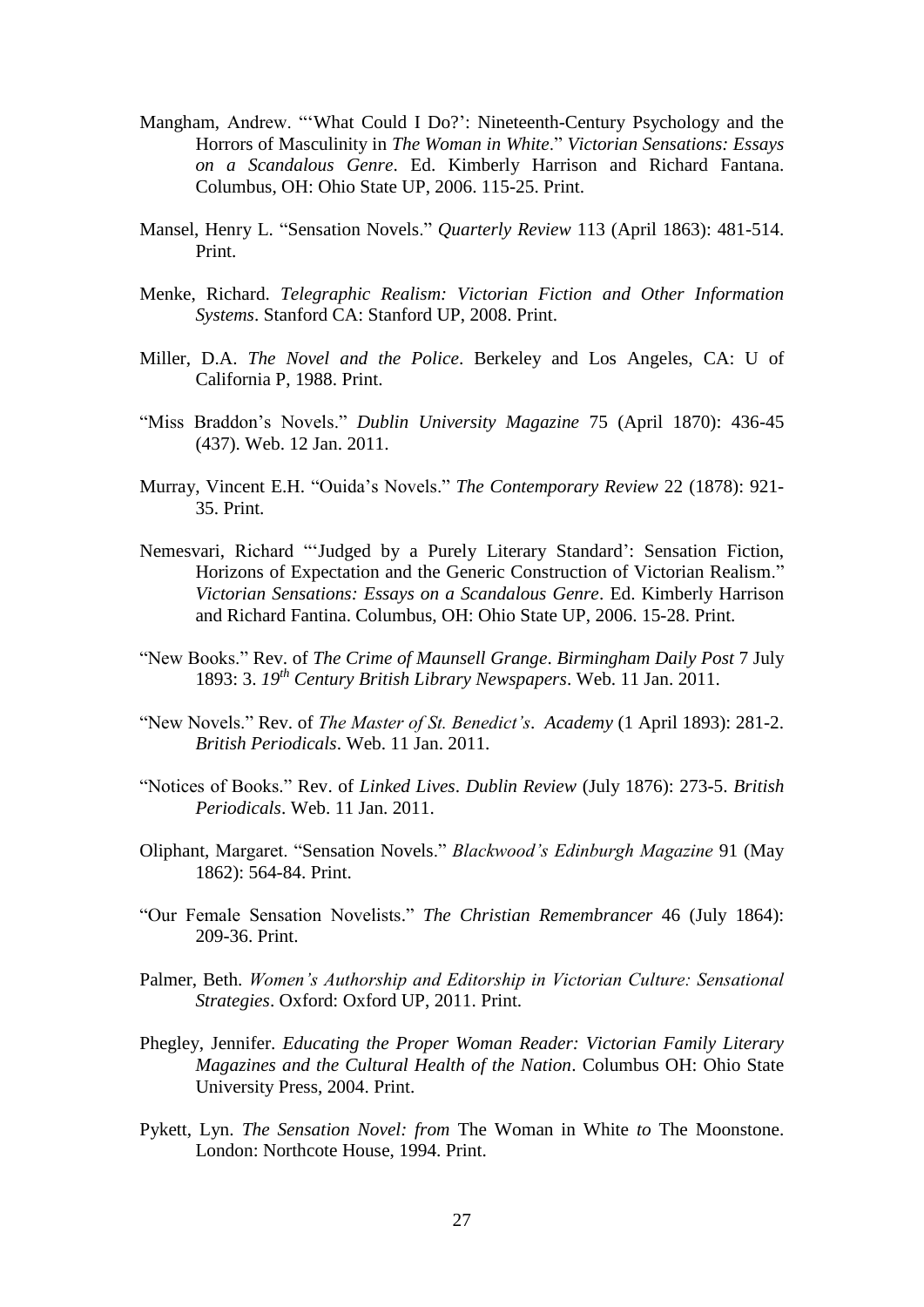Mangham, Andrew. "'What Could I Do?': Nineteenth-Century Psychology and the Horrors of Masculinity in *The Woman in White*." *Victorian Sensations: Essays on a Scandalous Genre*. Ed. Kimberly Harrison and Richard Fantana. Columbus, OH: Ohio State UP, 2006. 115-25. Print.

Mansel, Henry L. "Sensation Novels." *Quarterly Review* 113 (April 1863): 481-514. Print.

Menke, Richard. *Telegraphic Realism: Victorian Fiction and Other Information Systems*. Stanford CA: Stanford UP, 2008. Print.

Miller, D.A. *The Novel and the Police*. Berkeley and Los Angeles, CA: U of California P, 1988. Print.

"Miss Braddon's Novels." *Dublin University Magazine* 75 (April 1870): 436-45 (437). Web. 12 Jan. 2011.

Murray, Vincent E.H. "Ouida's Novels." *The Contemporary Review* 22 (1878): 921-35. Print.

Nemesvari, Richard "'Judged by a Purely Literary Standard': Sensation Fiction, Horizons of Expectation and the Generic Construction of Victorian Realism." *Victorian Sensations: Essays on a Scandalous Genre*. Ed. Kimberly Harrison and Richard Fantina. Columbus, OH: Ohio State UP, 2006. 15-28. Print.

"New Books." Rev. of *The Crime of Maunsell Grange*. *Birmingham Daily Post* 7 July 1893: 3. *19th Century British Library Newspapers*. Web. 11 Jan. 2011.

"New Novels." Rev. of *The Master of St. Benedict's*. *Academy* (1 April 1893): 281-2. *British Periodicals*. Web. 11 Jan. 2011.

"Notices of Books." Rev. of *Linked Lives*. *Dublin Review* (July 1876): 273-5. *British Periodicals*. Web. 11 Jan. 2011.

Oliphant, Margaret. "Sensation Novels." *Blackwood's Edinburgh Magazine* 91 (May 1862): 564-84. Print.

"Our Female Sensation Novelists." *The Christian Remembrancer* 46 (July 1864): 209-36. Print.

Palmer, Beth. *Women's Authorship and Editorship in Victorian Culture: Sensational Strategies*. Oxford: Oxford UP, 2011. Print.

Phegley, Jennifer. *Educating the Proper Woman Reader: Victorian Family Literary Magazines and the Cultural Health of the Nation*. Columbus OH: Ohio State University Press, 2004. Print.

Pykett, Lyn. *The Sensation Novel: from* The Woman in White *to* The Moonstone. London: Northcote House, 1994. Print.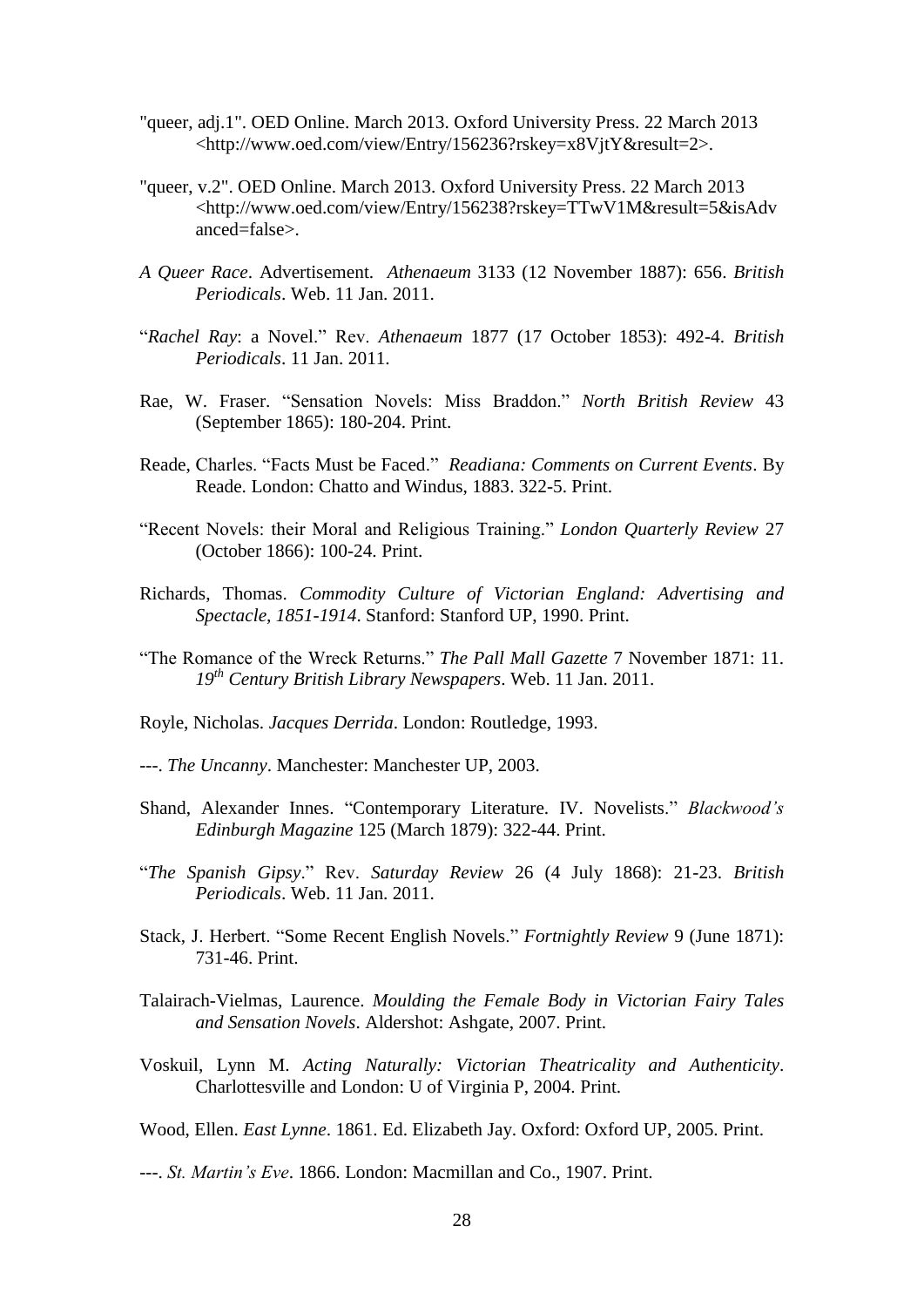"queer, adj.1". OED Online. March 2013. Oxford University Press. 22 March 2013 <http://www.oed.com/view/Entry/156236?rskey=x8VjtY&result=2>.

"queer, v.2". OED Online. March 2013. Oxford University Press. 22 March 2013 <http://www.oed.com/view/Entry/156238?rskey=TTwV1M&result=5&isAdvanced=false>.

*A Queer Race*. Advertisement. *Athenaeum* 3133 (12 November 1887): 656. *British Periodicals*. Web. 11 Jan. 2011.

"*Rachel Ray*: a Novel." Rev. *Athenaeum* 1877 (17 October 1853): 492-4. *British Periodicals*. 11 Jan. 2011.

Rae, W. Fraser. "Sensation Novels: Miss Braddon." *North British Review* 43 (September 1865): 180-204. Print.

Reade, Charles. "Facts Must be Faced." *Readiana: Comments on Current Events*. By Reade. London: Chatto and Windus, 1883. 322-5. Print.

"Recent Novels: their Moral and Religious Training." *London Quarterly Review* 27 (October 1866): 100-24. Print.

Richards, Thomas. *Commodity Culture of Victorian England: Advertising and Spectacle, 1851-1914*. Stanford: Stanford UP, 1990. Print.

"The Romance of the Wreck Returns." *The Pall Mall Gazette* 7 November 1871: 11. *19th Century British Library Newspapers*. Web. 11 Jan. 2011.

Royle, Nicholas. *Jacques Derrida*. London: Routledge, 1993.

---. *The Uncanny*. Manchester: Manchester UP, 2003.

Shand, Alexander Innes. "Contemporary Literature. IV. Novelists." *Blackwood's Edinburgh Magazine* 125 (March 1879): 322-44. Print.

"*The Spanish Gipsy*." Rev. *Saturday Review* 26 (4 July 1868): 21-23. *British Periodicals*. Web. 11 Jan. 2011.

Stack, J. Herbert. "Some Recent English Novels." *Fortnightly Review* 9 (June 1871): 731-46. Print.

Talairach-Vielmas, Laurence. *Moulding the Female Body in Victorian Fairy Tales and Sensation Novels*. Aldershot: Ashgate, 2007. Print.

Voskuil, Lynn M. *Acting Naturally: Victorian Theatricality and Authenticity*. Charlottesville and London: U of Virginia P, 2004. Print.

Wood, Ellen. *East Lynne*. 1861. Ed. Elizabeth Jay. Oxford: Oxford UP, 2005. Print.

---. *St. Martin's Eve*. 1866. London: Macmillan and Co., 1907. Print.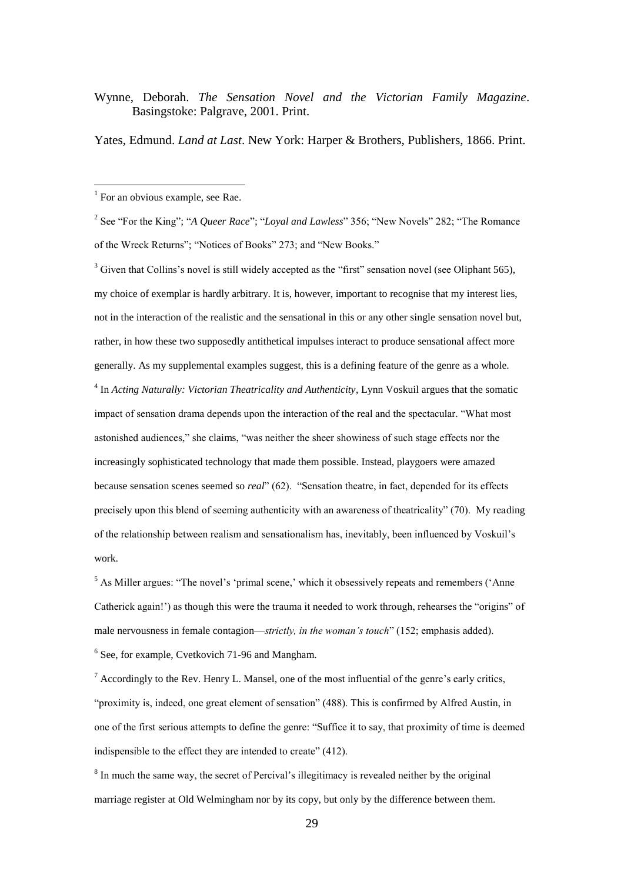Wynne, Deborah. *The Sensation Novel and the Victorian Family Magazine*. Basingstoke: Palgrave, 2001. Print.

Yates, Edmund. *Land at Last*. New York: Harper & Brothers, Publishers, 1866. Print.

---

[1] For an obvious example, see Rae.

[2] See "For the King"; "*A Queer Race*"; "*Loyal and Lawless*" 356; "New Novels" 282; "The Romance of the Wreck Returns"; "Notices of Books" 273; and "New Books."

[3] Given that Collins's novel is still widely accepted as the "first" sensation novel (see Oliphant 565), my choice of exemplar is hardly arbitrary. It is, however, important to recognise that my interest lies, not in the interaction of the realistic and the sensational in this or any other single sensation novel but, rather, in how these two supposedly antithetical impulses interact to produce sensational affect more generally. As my supplemental examples suggest, this is a defining feature of the genre as a whole.

[4] In *Acting Naturally: Victorian Theatricality and Authenticity*, Lynn Voskuil argues that the somatic impact of sensation drama depends upon the interaction of the real and the spectacular. "What most astonished audiences," she claims, "was neither the sheer showiness of such stage effects nor the increasingly sophisticated technology that made them possible. Instead, playgoers were amazed because sensation scenes seemed so *real*" (62). "Sensation theatre, in fact, depended for its effects precisely upon this blend of seeming authenticity with an awareness of theatricality" (70). My reading of the relationship between realism and sensationalism has, inevitably, been influenced by Voskuil's work.

[5] As Miller argues: "The novel's 'primal scene,' which it obsessively repeats and remembers ('Anne Catherick again!') as though this were the trauma it needed to work through, rehearses the "origins" of male nervousness in female contagion—*strictly, in the woman's touch*" (152; emphasis added).

[6] See, for example, Cvetkovich 71-96 and Mangham.

[7] Accordingly to the Rev. Henry L. Mansel, one of the most influential of the genre's early critics, "proximity is, indeed, one great element of sensation" (488). This is confirmed by Alfred Austin, in one of the first serious attempts to define the genre: "Suffice it to say, that proximity of time is deemed indispensible to the effect they are intended to create" (412).

[8] In much the same way, the secret of Percival's illegitimacy is revealed neither by the original marriage register at Old Welmingham nor by its copy, but only by the difference between them.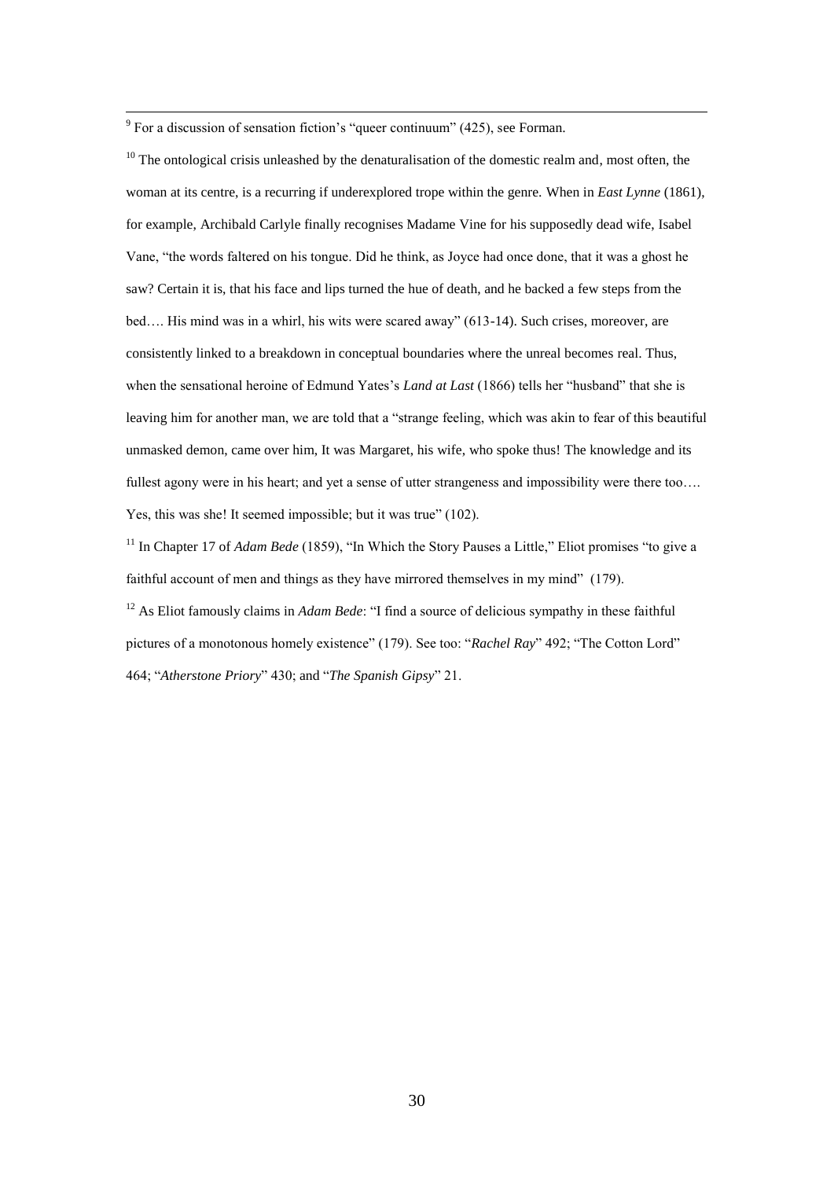[9] For a discussion of sensation fiction's "queer continuum" (425), see Forman.

[10] The ontological crisis unleashed by the denaturalisation of the domestic realm and, most often, the woman at its centre, is a recurring if underexplored trope within the genre. When in *East Lynne* (1861), for example, Archibald Carlyle finally recognises Madame Vine for his supposedly dead wife, Isabel Vane, "the words faltered on his tongue. Did he think, as Joyce had once done, that it was a ghost he saw? Certain it is, that his face and lips turned the hue of death, and he backed a few steps from the bed…. His mind was in a whirl, his wits were scared away" (613-14). Such crises, moreover, are consistently linked to a breakdown in conceptual boundaries where the unreal becomes real. Thus, when the sensational heroine of Edmund Yates's *Land at Last* (1866) tells her "husband" that she is leaving him for another man, we are told that a "strange feeling, which was akin to fear of this beautiful unmasked demon, came over him, It was Margaret, his wife, who spoke thus! The knowledge and its fullest agony were in his heart; and yet a sense of utter strangeness and impossibility were there too…. Yes, this was she! It seemed impossible; but it was true" (102).

[11] In Chapter 17 of *Adam Bede* (1859), "In Which the Story Pauses a Little," Eliot promises "to give a faithful account of men and things as they have mirrored themselves in my mind" (179).

[12] As Eliot famously claims in *Adam Bede*: "I find a source of delicious sympathy in these faithful pictures of a monotonous homely existence" (179). See too: "*Rachel Ray*" 492; "The Cotton Lord" 464; "*Atherstone Priory*" 430; and "*The Spanish Gipsy*" 21.